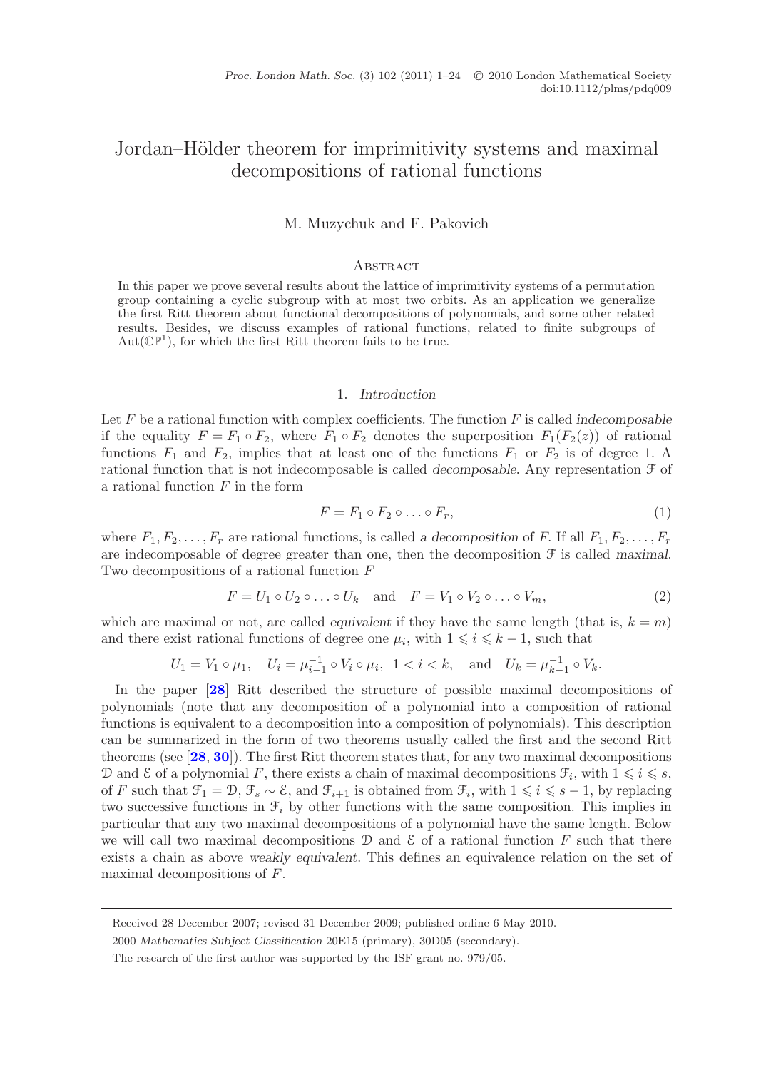# Jordan–Hölder theorem for imprimitivity systems and maximal decompositions of rational functions

M. Muzychuk and F. Pakovich

## Abstract

In this paper we prove several results about the lattice of imprimitivity systems of a permutation group containing a cyclic subgroup with at most two orbits. As an application we generalize the first Ritt theorem about functional decompositions of polynomials, and some other related results. Besides, we discuss examples of rational functions, related to finite subgroups of $\mathrm{Aut}(\mathbb{CP}^1)$, for which the first Ritt theorem fails to be true.

## 1. *Introduction*

Let $F$ be a rational function with complex coefficients. The function $F$ is called *indecomposable* if the equality $F = F_1 \circ F_2$, where $F_1 \circ F_2$ denotes the superposition $F_1(F_2(z))$ of rational functions $F_1$ and $F_2$, implies that at least one of the functions $F_1$ or $F_2$ is of degree 1. A rational function that is not indecomposable is called *decomposable*. Any representation $\mathcal{F}$ of a rational function $F$ in the form

$$F = F_1 \circ F_2 \circ \ldots \circ F_r, \tag{1}$$

where $F_1, F_2, \ldots, F_r$ are rational functions, is called *a decomposition* of $F$. If all $F_1, F_2, \ldots, F_r$ are indecomposable of degree greater than one, then the decomposition $\mathcal{F}$ is called *maximal*. Two decompositions of a rational function $F$

$$F = U_1 \circ U_2 \circ \ldots \circ U_k \quad \text{and} \quad F = V_1 \circ V_2 \circ \ldots \circ V_m, \tag{2}$$

which are maximal or not, are called *equivalent* if they have the same length (that is, $k = m$) and there exist rational functions of degree one $\mu_i$, with $1 \leqslant i \leqslant k-1$, such that

$$U_1 = V_1 \circ \mu_1, \quad U_i = \mu_{i-1}^{-1} \circ V_i \circ \mu_i, \ \ 1 < i < k, \quad \text{and} \quad U_k = \mu_{k-1}^{-1} \circ V_k.$$

In the paper [28] Ritt described the structure of possible maximal decompositions of polynomials (note that any decomposition of a polynomial into a composition of rational functions is equivalent to a decomposition into a composition of polynomials). This description can be summarized in the form of two theorems usually called the first and the second Ritt theorems (see [28, 30]). The first Ritt theorem states that, for any two maximal decompositions $\mathcal{D}$ and $\mathcal{E}$ of a polynomial $F$, there exists a chain of maximal decompositions $\mathcal{F}_i$, with $1 \leqslant i \leqslant s$, of $F$ such that $\mathcal{F}_1 = \mathcal{D}$, $\mathcal{F}_s \sim \mathcal{E}$, and $\mathcal{F}_{i+1}$ is obtained from $\mathcal{F}_i$, with $1 \leqslant i \leqslant s-1$, by replacing two successive functions in $\mathcal{F}_i$ by other functions with the same composition. This implies in particular that any two maximal decompositions of a polynomial have the same length. Below we will call two maximal decompositions $\mathcal{D}$ and $\mathcal{E}$ of a rational function $F$ such that there exists a chain as above *weakly equivalent*. This defines an equivalence relation on the set of maximal decompositions of $F$.

---

Received 28 December 2007; revised 31 December 2009; published online 6 May 2010.

2000 *Mathematics Subject Classification* 20E15 (primary), 30D05 (secondary).

The research of the first author was supported by the ISF grant no. 979/05.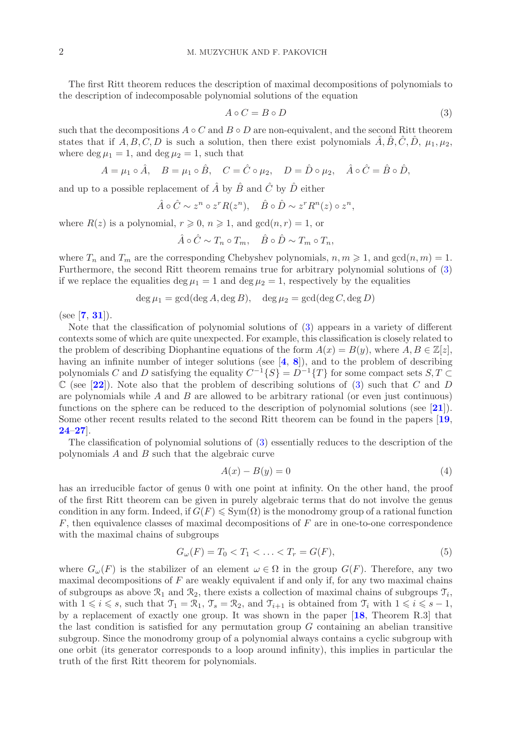The first Ritt theorem reduces the description of maximal decompositions of polynomials to the description of indecomposable polynomial solutions of the equation

$$A \circ C = B \circ D \tag{3}$$

such that the decompositions $A \circ C$ and $B \circ D$ are non-equivalent, and the second Ritt theorem states that if $A, B, C, D$ is such a solution, then there exist polynomials $\hat{A}, \hat{B}, \hat{C}, \hat{D}$, $\mu_1, \mu_2$, where $\deg \mu_1 = 1$, and $\deg \mu_2 = 1$, such that

$$A = \mu_1 \circ \hat{A}, \quad B = \mu_1 \circ \hat{B}, \quad C = \hat{C} \circ \mu_2, \quad D = \hat{D} \circ \mu_2, \quad \hat{A} \circ \hat{C} = \hat{B} \circ \hat{D},$$

and up to a possible replacement of $\hat{A}$ by $\hat{B}$ and $\hat{C}$ by $\hat{D}$ either

$$\hat{A} \circ \hat{C} \sim z^n \circ z^r R(z^n), \quad \hat{B} \circ \hat{D} \sim z^r R^n(z) \circ z^n,$$

where $R(z)$ is a polynomial, $r \geqslant 0$, $n \geqslant 1$, and $\gcd(n, r) = 1$, or

$$\hat{A} \circ \hat{C} \sim T_n \circ T_m, \quad \hat{B} \circ \hat{D} \sim T_m \circ T_n,$$

where $T_n$ and $T_m$ are the corresponding Chebyshev polynomials, $n, m \geqslant 1$, and $\gcd(n, m) = 1$. Furthermore, the second Ritt theorem remains true for arbitrary polynomial solutions of (3) if we replace the equalities $\deg \mu_1 = 1$ and $\deg \mu_2 = 1$, respectively by the equalities

$$\deg \mu_1 = \gcd(\deg A, \deg B), \quad \deg \mu_2 = \gcd(\deg C, \deg D)$$

(see [7, 31]).

Note that the classification of polynomial solutions of (3) appears in a variety of different contexts some of which are quite unexpected. For example, this classification is closely related to the problem of describing Diophantine equations of the form $A(x) = B(y)$, where $A, B \in \mathbb{Z}[z]$, having an infinite number of integer solutions (see [4, 8]), and to the problem of describing polynomials $C$ and $D$ satisfying the equality $C^{-1}\{S\} = D^{-1}\{T\}$ for some compact sets $S, T \subset \mathbb{C}$ (see [22]). Note also that the problem of describing solutions of (3) such that $C$ and $D$ are polynomials while $A$ and $B$ are allowed to be arbitrary rational (or even just continuous) functions on the sphere can be reduced to the description of polynomial solutions (see [21]). Some other recent results related to the second Ritt theorem can be found in the papers [19, 24–27].

The classification of polynomial solutions of (3) essentially reduces to the description of the polynomials $A$ and $B$ such that the algebraic curve

$$A(x) - B(y) = 0 \tag{4}$$

has an irreducible factor of genus 0 with one point at infinity. On the other hand, the proof of the first Ritt theorem can be given in purely algebraic terms that do not involve the genus condition in any form. Indeed, if $G(F) \leqslant \mathrm{Sym}(\Omega)$ is the monodromy group of a rational function $F$, then equivalence classes of maximal decompositions of $F$ are in one-to-one correspondence with the maximal chains of subgroups

$$G_\omega(F) = T_0 < T_1 < \ldots < T_r = G(F), \tag{5}$$

where $G_\omega(F)$ is the stabilizer of an element $\omega \in \Omega$ in the group $G(F)$. Therefore, any two maximal decompositions of $F$ are weakly equivalent if and only if, for any two maximal chains of subgroups as above $\mathcal{R}_1$ and $\mathcal{R}_2$, there exists a collection of maximal chains of subgroups $\mathcal{T}_i$, with $1 \leqslant i \leqslant s$, such that $\mathcal{T}_1 = \mathcal{R}_1$, $\mathcal{T}_s = \mathcal{R}_2$, and $\mathcal{T}_{i+1}$ is obtained from $\mathcal{T}_i$ with $1 \leqslant i \leqslant s-1$, by a replacement of exactly one group. It was shown in the paper [18, Theorem R.3] that the last condition is satisfied for any permutation group $G$ containing an abelian transitive subgroup. Since the monodromy group of a polynomial always contains a cyclic subgroup with one orbit (its generator corresponds to a loop around infinity), this implies in particular the truth of the first Ritt theorem for polynomials.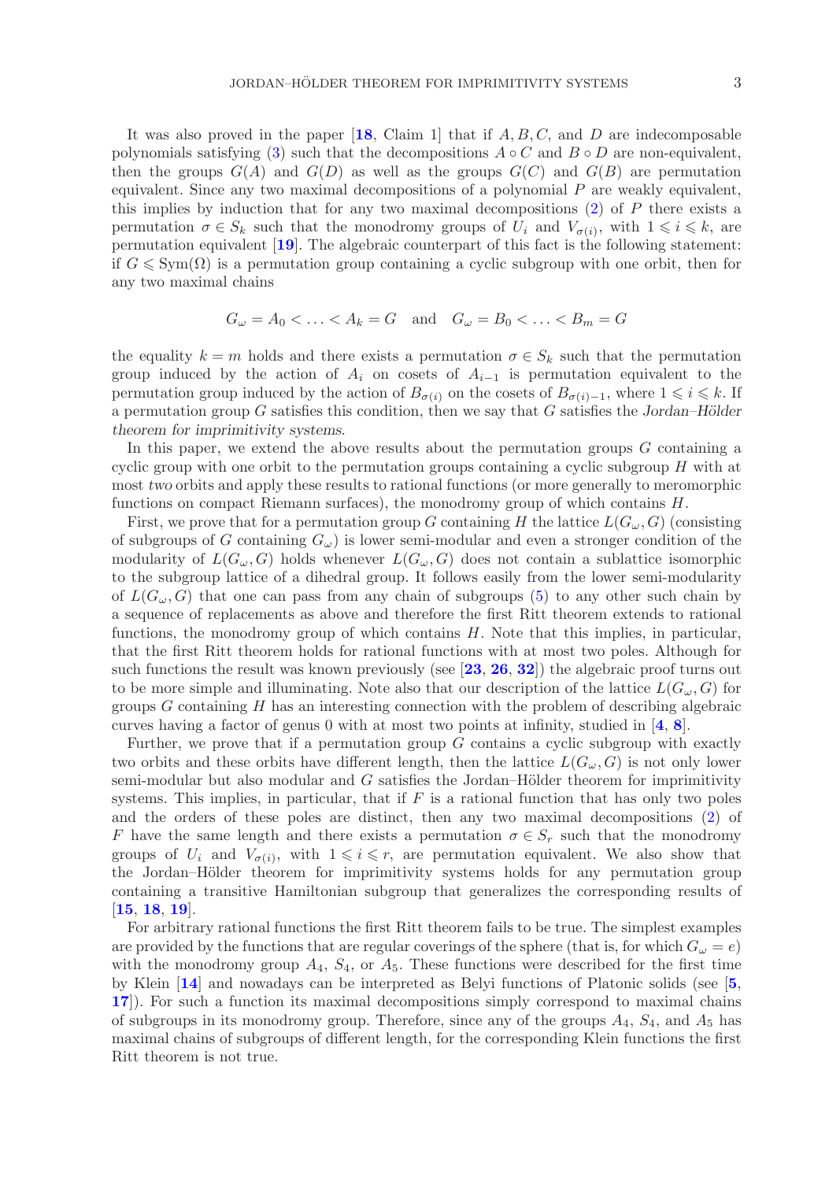It was also proved in the paper [18, Claim 1] that if $A, B, C$, and $D$ are indecomposable polynomials satisfying (3) such that the decompositions $A \circ C$ and $B \circ D$ are non-equivalent, then the groups $G(A)$ and $G(D)$ as well as the groups $G(C)$ and $G(B)$ are permutation equivalent. Since any two maximal decompositions of a polynomial $P$ are weakly equivalent, this implies by induction that for any two maximal decompositions (2) of $P$ there exists a permutation $\sigma \in S_k$ such that the monodromy groups of $U_i$ and $V_{\sigma(i)}$, with $1 \leqslant i \leqslant k$, are permutation equivalent [19]. The algebraic counterpart of this fact is the following statement: if $G \leqslant \mathrm{Sym}(\Omega)$ is a permutation group containing a cyclic subgroup with one orbit, then for any two maximal chains

$$G_\omega = A_0 < \ldots < A_k = G \quad \text{and} \quad G_\omega = B_0 < \ldots < B_m = G$$

the equality $k = m$ holds and there exists a permutation $\sigma \in S_k$ such that the permutation group induced by the action of $A_i$ on cosets of $A_{i-1}$ is permutation equivalent to the permutation group induced by the action of $B_{\sigma(i)}$ on the cosets of $B_{\sigma(i)-1}$, where $1 \leqslant i \leqslant k$. If a permutation group $G$ satisfies this condition, then we say that $G$ satisfies the *Jordan–Hölder theorem for imprimitivity systems*.

In this paper, we extend the above results about the permutation groups $G$ containing a cyclic group with one orbit to the permutation groups containing a cyclic subgroup $H$ with at most *two* orbits and apply these results to rational functions (or more generally to meromorphic functions on compact Riemann surfaces), the monodromy group of which contains $H$.

First, we prove that for a permutation group $G$ containing $H$ the lattice $L(G_\omega, G)$ (consisting of subgroups of $G$ containing $G_\omega$) is lower semi-modular and even a stronger condition of the modularity of $L(G_\omega, G)$ holds whenever $L(G_\omega, G)$ does not contain a sublattice isomorphic to the subgroup lattice of a dihedral group. It follows easily from the lower semi-modularity of $L(G_\omega, G)$ that one can pass from any chain of subgroups (5) to any other such chain by a sequence of replacements as above and therefore the first Ritt theorem extends to rational functions, the monodromy group of which contains $H$. Note that this implies, in particular, that the first Ritt theorem holds for rational functions with at most two poles. Although for such functions the result was known previously (see [23, 26, 32]) the algebraic proof turns out to be more simple and illuminating. Note also that our description of the lattice $L(G_\omega, G)$ for groups $G$ containing $H$ has an interesting connection with the problem of describing algebraic curves having a factor of genus 0 with at most two points at infinity, studied in [4, 8].

Further, we prove that if a permutation group $G$ contains a cyclic subgroup with exactly two orbits and these orbits have different length, then the lattice $L(G_\omega, G)$ is not only lower semi-modular but also modular and $G$ satisfies the Jordan–Hölder theorem for imprimitivity systems. This implies, in particular, that if $F$ is a rational function that has only two poles and the orders of these poles are distinct, then any two maximal decompositions (2) of $F$ have the same length and there exists a permutation $\sigma \in S_r$ such that the monodromy groups of $U_i$ and $V_{\sigma(i)}$, with $1 \leqslant i \leqslant r$, are permutation equivalent. We also show that the Jordan–Hölder theorem for imprimitivity systems holds for any permutation group containing a transitive Hamiltonian subgroup that generalizes the corresponding results of [15, 18, 19].

For arbitrary rational functions the first Ritt theorem fails to be true. The simplest examples are provided by the functions that are regular coverings of the sphere (that is, for which $G_\omega = e$) with the monodromy group $A_4$, $S_4$, or $A_5$. These functions were described for the first time by Klein [14] and nowadays can be interpreted as Belyi functions of Platonic solids (see [5, 17]). For such a function its maximal decompositions simply correspond to maximal chains of subgroups in its monodromy group. Therefore, since any of the groups $A_4$, $S_4$, and $A_5$ has maximal chains of subgroups of different length, for the corresponding Klein functions the first Ritt theorem is not true.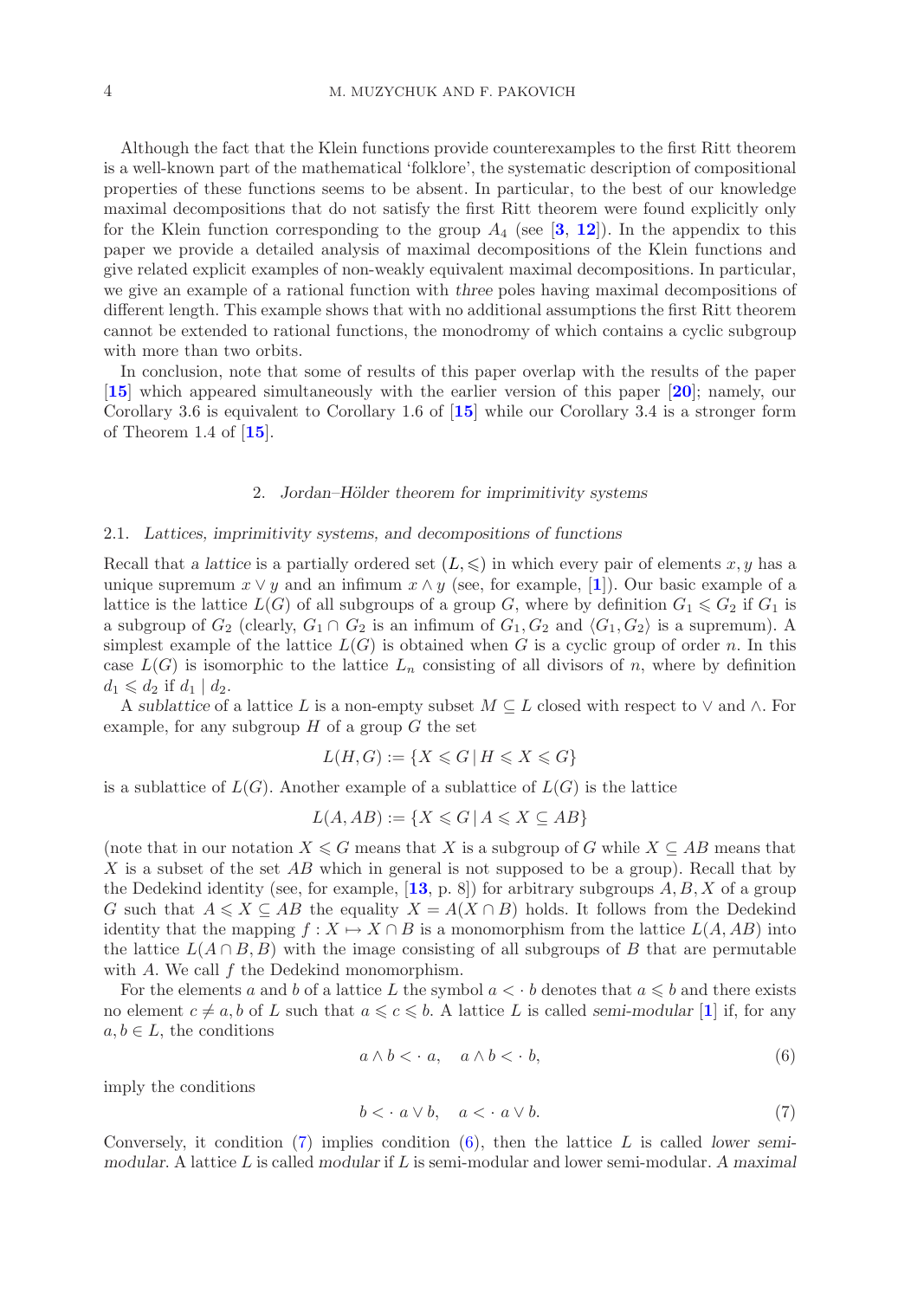Although the fact that the Klein functions provide counterexamples to the first Ritt theorem is a well-known part of the mathematical 'folklore', the systematic description of compositional properties of these functions seems to be absent. In particular, to the best of our knowledge maximal decompositions that do not satisfy the first Ritt theorem were found explicitly only for the Klein function corresponding to the group $A_4$ (see [**3**, **12**]). In the appendix to this paper we provide a detailed analysis of maximal decompositions of the Klein functions and give related explicit examples of non-weakly equivalent maximal decompositions. In particular, we give an example of a rational function with *three* poles having maximal decompositions of different length. This example shows that with no additional assumptions the first Ritt theorem cannot be extended to rational functions, the monodromy of which contains a cyclic subgroup with more than two orbits.

In conclusion, note that some of results of this paper overlap with the results of the paper [**15**] which appeared simultaneously with the earlier version of this paper [**20**]; namely, our Corollary 3.6 is equivalent to Corollary 1.6 of [**15**] while our Corollary 3.4 is a stronger form of Theorem 1.4 of [**15**].

## 2. *Jordan–Hölder theorem for imprimitivity systems*

### 2.1. *Lattices, imprimitivity systems, and decompositions of functions*

Recall that *a lattice* is a partially ordered set $(L, \leqslant)$ in which every pair of elements $x, y$ has a unique supremum $x \vee y$ and an infimum $x \wedge y$ (see, for example, [**1**]). Our basic example of a lattice is the lattice $L(G)$ of all subgroups of a group $G$, where by definition $G_1 \leqslant G_2$ if $G_1$ is a subgroup of $G_2$ (clearly, $G_1 \cap G_2$ is an infimum of $G_1, G_2$ and $\langle G_1, G_2\rangle$ is a supremum). A simplest example of the lattice $L(G)$ is obtained when $G$ is a cyclic group of order $n$. In this case $L(G)$ is isomorphic to the lattice $L_n$ consisting of all divisors of $n$, where by definition $d_1 \leqslant d_2$ if $d_1 \mid d_2$.

A *sublattice* of a lattice $L$ is a non-empty subset $M \subseteq L$ closed with respect to $\vee$ and $\wedge$. For example, for any subgroup $H$ of a group $G$ the set

$$L(H, G) := \{X \leqslant G \,|\, H \leqslant X \leqslant G\}$$

is a sublattice of $L(G)$. Another example of a sublattice of $L(G)$ is the lattice

$$L(A, AB) := \{X \leqslant G \,|\, A \leqslant X \subseteq AB\}$$

(note that in our notation $X \leqslant G$ means that $X$ is a subgroup of $G$ while $X \subseteq AB$ means that $X$ is a subset of the set $AB$ which in general is not supposed to be a group). Recall that by the Dedekind identity (see, for example, [**13**, p. 8]) for arbitrary subgroups $A, B, X$ of a group $G$ such that $A \leqslant X \subseteq AB$ the equality $X = A(X \cap B)$ holds. It follows from the Dedekind identity that the mapping $f : X \mapsto X \cap B$ is a monomorphism from the lattice $L(A, AB)$ into the lattice $L(A \cap B, B)$ with the image consisting of all subgroups of $B$ that are permutable with $A$. We call $f$ the Dedekind monomorphism.

For the elements $a$ and $b$ of a lattice $L$ the symbol $a < \cdot\, b$ denotes that $a \leqslant b$ and there exists no element $c \neq a, b$ of $L$ such that $a \leqslant c \leqslant b$. A lattice $L$ is called *semi-modular* [**1**] if, for any $a, b \in L$, the conditions

$$a \wedge b < \cdot\, a, \quad a \wedge b < \cdot\, b, \tag{6}$$

imply the conditions

$$b < \cdot\, a \vee b, \quad a < \cdot\, a \vee b. \tag{7}$$

Conversely, it condition (7) implies condition (6), then the lattice $L$ is called *lower semi-modular*. A lattice $L$ is called *modular* if $L$ is semi-modular and lower semi-modular. *A maximal*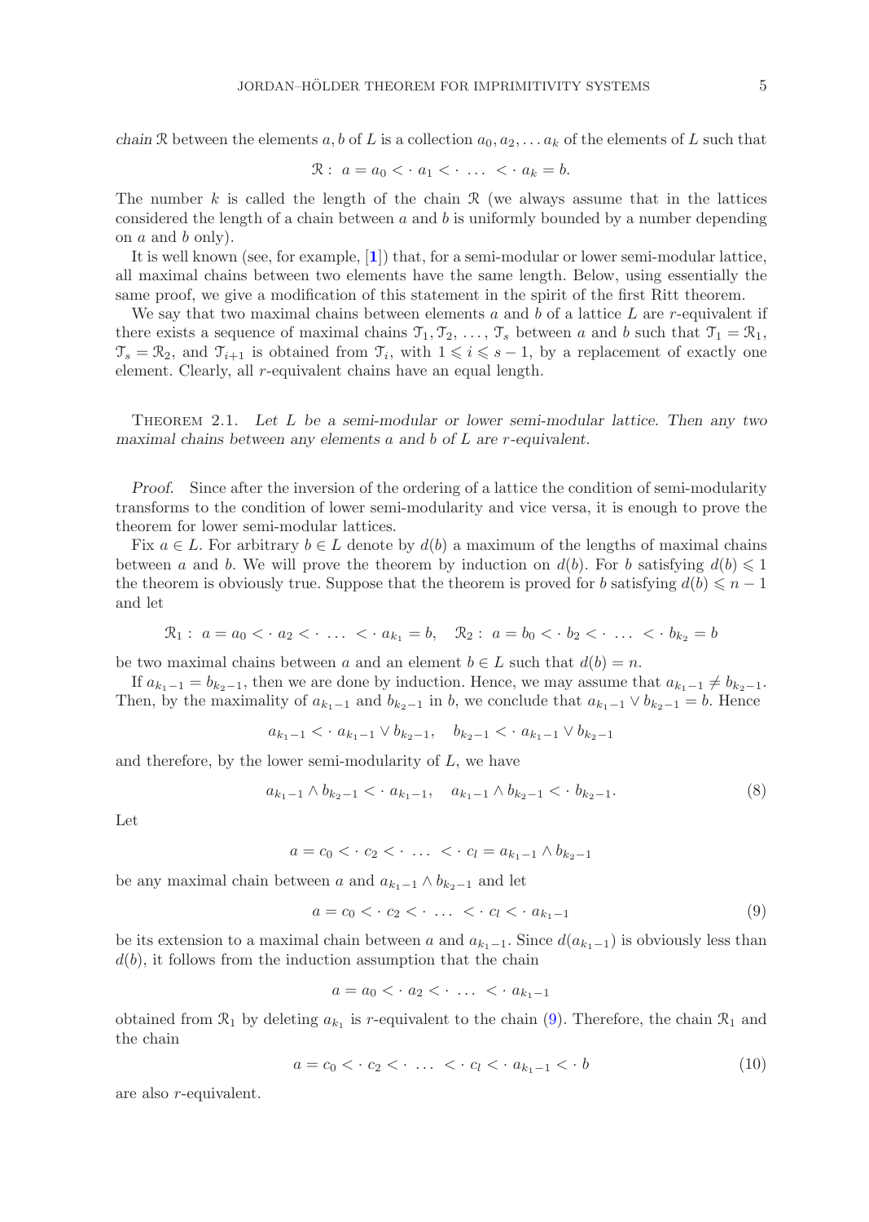*chain* $\mathcal{R}$ between the elements $a, b$ of $L$ is a collection $a_0, a_2, \dots a_k$ of the elements of $L$ such that

$$\mathcal{R}: \ a = a_0 <\cdot\ a_1 <\cdot\ \dots\ <\cdot\ a_k = b.$$

The number $k$ is called the length of the chain $\mathcal{R}$ (we always assume that in the lattices considered the length of a chain between $a$ and $b$ is uniformly bounded by a number depending on $a$ and $b$ only).

It is well known (see, for example, [1]) that, for a semi-modular or lower semi-modular lattice, all maximal chains between two elements have the same length. Below, using essentially the same proof, we give a modification of this statement in the spirit of the first Ritt theorem.

We say that two maximal chains between elements $a$ and $b$ of a lattice $L$ are $r$-equivalent if there exists a sequence of maximal chains $\mathcal{T}_1, \mathcal{T}_2, \dots, \mathcal{T}_s$ between $a$ and $b$ such that $\mathcal{T}_1 = \mathcal{R}_1$, $\mathcal{T}_s = \mathcal{R}_2$, and $\mathcal{T}_{i+1}$ is obtained from $\mathcal{T}_i$, with $1 \leqslant i \leqslant s-1$, by a replacement of exactly one element. Clearly, all $r$-equivalent chains have an equal length.

Theorem 2.1. *Let $L$ be a semi-modular or lower semi-modular lattice. Then any two maximal chains between any elements $a$ and $b$ of $L$ are $r$-equivalent.*

*Proof.* Since after the inversion of the ordering of a lattice the condition of semi-modularity transforms to the condition of lower semi-modularity and vice versa, it is enough to prove the theorem for lower semi-modular lattices.

Fix $a \in L$. For arbitrary $b \in L$ denote by $d(b)$ a maximum of the lengths of maximal chains between $a$ and $b$. We will prove the theorem by induction on $d(b)$. For $b$ satisfying $d(b) \leqslant 1$ the theorem is obviously true. Suppose that the theorem is proved for $b$ satisfying $d(b) \leqslant n-1$ and let

$$\mathcal{R}_1: \ a = a_0 <\cdot\ a_2 <\cdot\ \dots\ <\cdot\ a_{k_1} = b, \quad \mathcal{R}_2: \ a = b_0 <\cdot\ b_2 <\cdot\ \dots\ <\cdot\ b_{k_2} = b$$

be two maximal chains between $a$ and an element $b \in L$ such that $d(b) = n$.

If $a_{k_1-1} = b_{k_2-1}$, then we are done by induction. Hence, we may assume that $a_{k_1-1} \neq b_{k_2-1}$. Then, by the maximality of $a_{k_1-1}$ and $b_{k_2-1}$ in $b$, we conclude that $a_{k_1-1} \vee b_{k_2-1} = b$. Hence

$$a_{k_1-1} <\cdot\ a_{k_1-1} \vee b_{k_2-1}, \quad b_{k_2-1} <\cdot\ a_{k_1-1} \vee b_{k_2-1}$$

and therefore, by the lower semi-modularity of $L$, we have

$$a_{k_1-1} \wedge b_{k_2-1} <\cdot\ a_{k_1-1}, \quad a_{k_1-1} \wedge b_{k_2-1} <\cdot\ b_{k_2-1}. \tag{8}$$

Let

$$a = c_0 <\cdot\ c_2 <\cdot\ \dots\ <\cdot\ c_l = a_{k_1-1} \wedge b_{k_2-1}$$

be any maximal chain between $a$ and $a_{k_1-1} \wedge b_{k_2-1}$ and let

$$a = c_0 <\cdot\ c_2 <\cdot\ \dots\ <\cdot\ c_l <\cdot\ a_{k_1-1} \tag{9}$$

be its extension to a maximal chain between $a$ and $a_{k_1-1}$. Since $d(a_{k_1-1})$ is obviously less than $d(b)$, it follows from the induction assumption that the chain

$$a = a_0 <\cdot\ a_2 <\cdot\ \dots\ <\cdot\ a_{k_1-1}$$

obtained from $\mathcal{R}_1$ by deleting $a_{k_1}$ is $r$-equivalent to the chain (9). Therefore, the chain $\mathcal{R}_1$ and the chain

$$a = c_0 <\cdot\ c_2 <\cdot\ \dots\ <\cdot\ c_l <\cdot\ a_{k_1-1} <\cdot\ b \tag{10}$$

are also $r$-equivalent.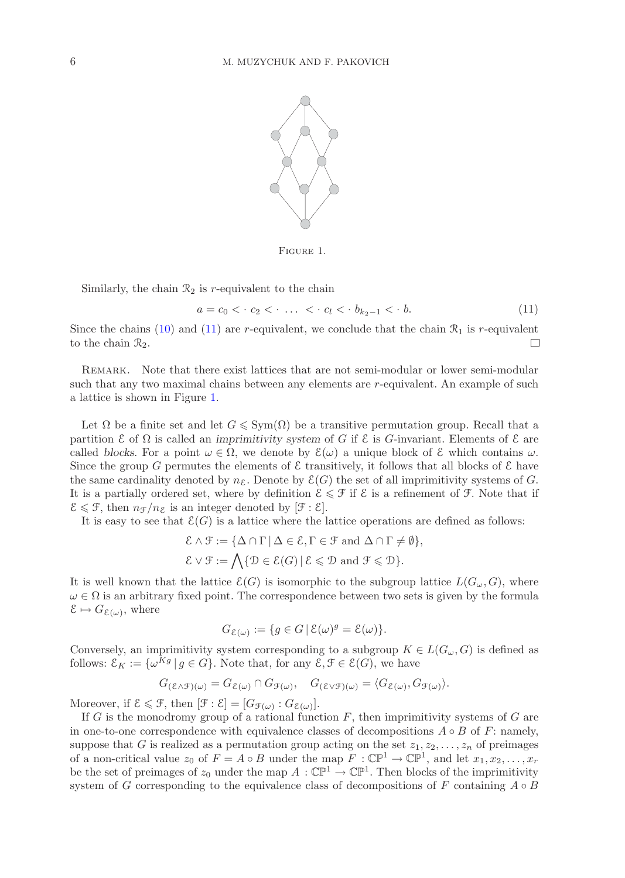Figure 1.

Similarly, the chain $\mathcal{R}_2$ is $r$-equivalent to the chain

$$a = c_0 <\cdot\, c_2 <\cdot\, \dots\, <\cdot\, c_l <\cdot\, b_{k_2-1} <\cdot\, b. \tag{11}$$

Since the chains (10) and (11) are $r$-equivalent, we conclude that the chain $\mathcal{R}_1$ is $r$-equivalent to the chain $\mathcal{R}_2$. $\square$

Remark. Note that there exist lattices that are not semi-modular or lower semi-modular such that any two maximal chains between any elements are $r$-equivalent. An example of such a lattice is shown in Figure 1.

Let $\Omega$ be a finite set and let $G \leqslant \mathrm{Sym}(\Omega)$ be a transitive permutation group. Recall that a partition $\mathcal{E}$ of $\Omega$ is called an *imprimitivity system* of $G$ if $\mathcal{E}$ is $G$-invariant. Elements of $\mathcal{E}$ are called *blocks*. For a point $\omega \in \Omega$, we denote by $\mathcal{E}(\omega)$ a unique block of $\mathcal{E}$ which contains $\omega$. Since the group $G$ permutes the elements of $\mathcal{E}$ transitively, it follows that all blocks of $\mathcal{E}$ have the same cardinality denoted by $n_{\mathcal{E}}$. Denote by $\mathcal{E}(G)$ the set of all imprimitivity systems of $G$. It is a partially ordered set, where by definition $\mathcal{E} \leqslant \mathcal{F}$ if $\mathcal{E}$ is a refinement of $\mathcal{F}$. Note that if $\mathcal{E} \leqslant \mathcal{F}$, then $n_{\mathcal{F}}/n_{\mathcal{E}}$ is an integer denoted by $[\mathcal{F} : \mathcal{E}]$.

It is easy to see that $\mathcal{E}(G)$ is a lattice where the lattice operations are defined as follows:

$$\mathcal{E} \wedge \mathcal{F} := \{\Delta \cap \Gamma \,|\, \Delta \in \mathcal{E}, \Gamma \in \mathcal{F} \text{ and } \Delta \cap \Gamma \neq \emptyset\},$$

$$\mathcal{E} \vee \mathcal{F} := \bigwedge \{\mathcal{D} \in \mathcal{E}(G) \,|\, \mathcal{E} \leqslant \mathcal{D} \text{ and } \mathcal{F} \leqslant \mathcal{D}\}.$$

It is well known that the lattice $\mathcal{E}(G)$ is isomorphic to the subgroup lattice $L(G_\omega, G)$, where $\omega \in \Omega$ is an arbitrary fixed point. The correspondence between two sets is given by the formula $\mathcal{E} \mapsto G_{\mathcal{E}(\omega)}$, where

$$G_{\mathcal{E}(\omega)} := \{g \in G \,|\, \mathcal{E}(\omega)^g = \mathcal{E}(\omega)\}.$$

Conversely, an imprimitivity system corresponding to a subgroup $K \in L(G_\omega, G)$ is defined as follows: $\mathcal{E}_K := \{\omega^{Kg} \,|\, g \in G\}$. Note that, for any $\mathcal{E}, \mathcal{F} \in \mathcal{E}(G)$, we have

$$G_{(\mathcal{E} \wedge \mathcal{F})(\omega)} = G_{\mathcal{E}(\omega)} \cap G_{\mathcal{F}(\omega)}, \quad G_{(\mathcal{E} \vee \mathcal{F})(\omega)} = \langle G_{\mathcal{E}(\omega)}, G_{\mathcal{F}(\omega)} \rangle.$$

Moreover, if $\mathcal{E} \leqslant \mathcal{F}$, then $[\mathcal{F} : \mathcal{E}] = [G_{\mathcal{F}(\omega)} : G_{\mathcal{E}(\omega)}]$.

If $G$ is the monodromy group of a rational function $F$, then imprimitivity systems of $G$ are in one-to-one correspondence with equivalence classes of decompositions $A \circ B$ of $F$: namely, suppose that $G$ is realized as a permutation group acting on the set $z_1, z_2, \dots, z_n$ of preimages of a non-critical value $z_0$ of $F = A \circ B$ under the map $F : \mathbb{CP}^1 \to \mathbb{CP}^1$, and let $x_1, x_2, \dots, x_r$ be the set of preimages of $z_0$ under the map $A : \mathbb{CP}^1 \to \mathbb{CP}^1$. Then blocks of the imprimitivity system of $G$ corresponding to the equivalence class of decompositions of $F$ containing $A \circ B$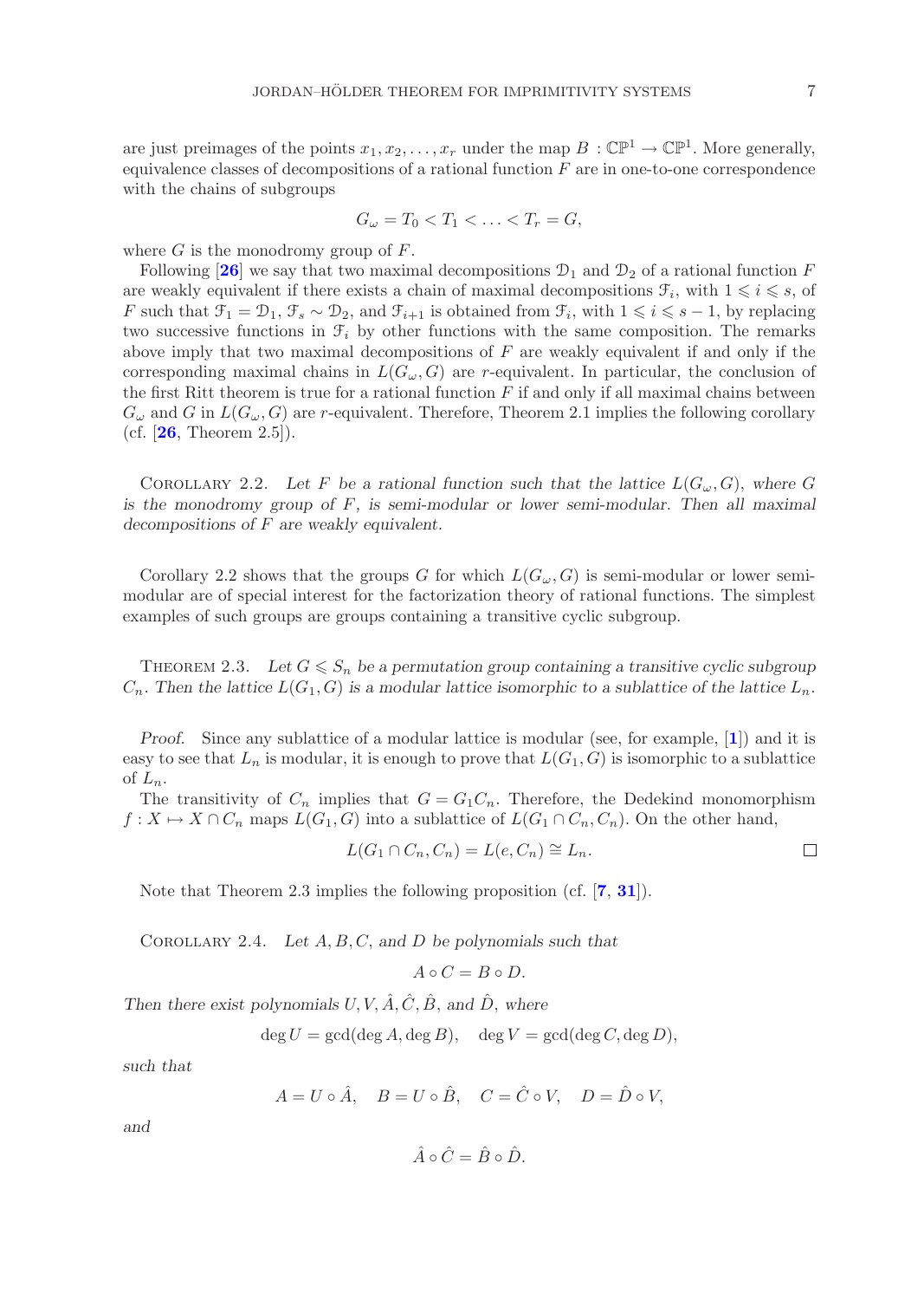are just preimages of the points $x_1, x_2, \dots, x_r$ under the map $B : \mathbb{CP}^1 \to \mathbb{CP}^1$. More generally, equivalence classes of decompositions of a rational function $F$ are in one-to-one correspondence with the chains of subgroups

$$G_\omega = T_0 < T_1 < \dots < T_r = G,$$

where $G$ is the monodromy group of $F$.

Following [**26**] we say that two maximal decompositions $\mathcal{D}_1$ and $\mathcal{D}_2$ of a rational function $F$ are weakly equivalent if there exists a chain of maximal decompositions $\mathcal{F}_i$, with $1 \leqslant i \leqslant s$, of $F$ such that $\mathcal{F}_1 = \mathcal{D}_1$, $\mathcal{F}_s \sim \mathcal{D}_2$, and $\mathcal{F}_{i+1}$ is obtained from $\mathcal{F}_i$, with $1 \leqslant i \leqslant s-1$, by replacing two successive functions in $\mathcal{F}_i$ by other functions with the same composition. The remarks above imply that two maximal decompositions of $F$ are weakly equivalent if and only if the corresponding maximal chains in $L(G_\omega, G)$ are $r$-equivalent. In particular, the conclusion of the first Ritt theorem is true for a rational function $F$ if and only if all maximal chains between $G_\omega$ and $G$ in $L(G_\omega, G)$ are $r$-equivalent. Therefore, Theorem 2.1 implies the following corollary (cf. [**26**, Theorem 2.5]).

Corollary 2.2. *Let $F$ be a rational function such that the lattice $L(G_\omega, G)$, where $G$ is the monodromy group of $F$, is semi-modular or lower semi-modular. Then all maximal decompositions of $F$ are weakly equivalent.*

Corollary 2.2 shows that the groups $G$ for which $L(G_\omega, G)$ is semi-modular or lower semi-modular are of special interest for the factorization theory of rational functions. The simplest examples of such groups are groups containing a transitive cyclic subgroup.

Theorem 2.3. *Let $G \leqslant S_n$ be a permutation group containing a transitive cyclic subgroup $C_n$. Then the lattice $L(G_1, G)$ is a modular lattice isomorphic to a sublattice of the lattice $L_n$.*

*Proof.* Since any sublattice of a modular lattice is modular (see, for example, [**1**]) and it is easy to see that $L_n$ is modular, it is enough to prove that $L(G_1, G)$ is isomorphic to a sublattice of $L_n$.

The transitivity of $C_n$ implies that $G = G_1 C_n$. Therefore, the Dedekind monomorphism $f : X \mapsto X \cap C_n$ maps $L(G_1, G)$ into a sublattice of $L(G_1 \cap C_n, C_n)$. On the other hand,

$$L(G_1 \cap C_n, C_n) = L(e, C_n) \cong L_n. \qquad \square$$

Note that Theorem 2.3 implies the following proposition (cf. [**7**, **31**]).

Corollary 2.4. *Let $A, B, C,$ and $D$ be polynomials such that*

$$A \circ C = B \circ D.$$

*Then there exist polynomials $U, V, \hat{A}, \hat{C}, \hat{B},$ and $\hat{D}$, where*

$$\deg U = \gcd(\deg A, \deg B), \quad \deg V = \gcd(\deg C, \deg D),$$

*such that*

$$A = U \circ \hat{A}, \quad B = U \circ \hat{B}, \quad C = \hat{C} \circ V, \quad D = \hat{D} \circ V,$$

*and*

$$\hat{A} \circ \hat{C} = \hat{B} \circ \hat{D}.$$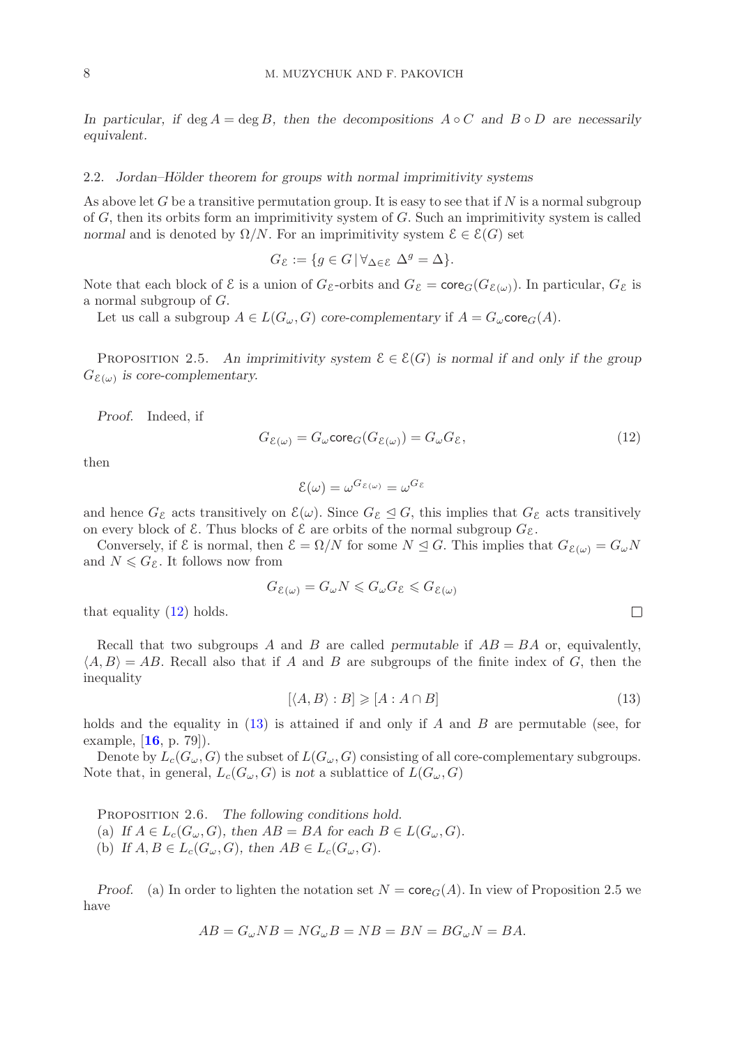*In particular, if $\deg A = \deg B$, then the decompositions $A \circ C$ and $B \circ D$ are necessarily equivalent.*

### 2.2. *Jordan–Hölder theorem for groups with normal imprimitivity systems*

As above let $G$ be a transitive permutation group. It is easy to see that if $N$ is a normal subgroup of $G$, then its orbits form an imprimitivity system of $G$. Such an imprimitivity system is called *normal* and is denoted by $\Omega/N$. For an imprimitivity system $\mathcal{E} \in \mathcal{E}(G)$ set

$$G_{\mathcal{E}} := \{g \in G \mid \forall_{\Delta \in \mathcal{E}} \ \Delta^g = \Delta\}.$$

Note that each block of $\mathcal{E}$ is a union of $G_{\mathcal{E}}$-orbits and $G_{\mathcal{E}} = \mathsf{core}_G(G_{\mathcal{E}(\omega)})$. In particular, $G_{\mathcal{E}}$ is a normal subgroup of $G$.

Let us call a subgroup $A \in L(G_\omega, G)$ *core-complementary* if $A = G_\omega \mathsf{core}_G(A)$.

Proposition 2.5. *An imprimitivity system $\mathcal{E} \in \mathcal{E}(G)$ is normal if and only if the group $G_{\mathcal{E}(\omega)}$ is core-complementary.*

*Proof.* Indeed, if

$$G_{\mathcal{E}(\omega)} = G_\omega \mathsf{core}_G(G_{\mathcal{E}(\omega)}) = G_\omega G_{\mathcal{E}}, \tag{12}$$

then

$$\mathcal{E}(\omega) = \omega^{G_{\mathcal{E}(\omega)}} = \omega^{G_{\mathcal{E}}}$$

and hence $G_{\mathcal{E}}$ acts transitively on $\mathcal{E}(\omega)$. Since $G_{\mathcal{E}} \trianglelefteq G$, this implies that $G_{\mathcal{E}}$ acts transitively on every block of $\mathcal{E}$. Thus blocks of $\mathcal{E}$ are orbits of the normal subgroup $G_{\mathcal{E}}$.

Conversely, if $\mathcal{E}$ is normal, then $\mathcal{E} = \Omega/N$ for some $N \trianglelefteq G$. This implies that $G_{\mathcal{E}(\omega)} = G_\omega N$ and $N \leqslant G_{\mathcal{E}}$. It follows now from

$$G_{\mathcal{E}(\omega)} = G_\omega N \leqslant G_\omega G_{\mathcal{E}} \leqslant G_{\mathcal{E}(\omega)}$$

that equality (12) holds. $\square$

Recall that two subgroups $A$ and $B$ are called *permutable* if $AB = BA$ or, equivalently, $\langle A, B\rangle = AB$. Recall also that if $A$ and $B$ are subgroups of the finite index of $G$, then the inequality

$$[\langle A, B\rangle : B] \geqslant [A : A \cap B] \tag{13}$$

holds and the equality in (13) is attained if and only if $A$ and $B$ are permutable (see, for example, [16, p. 79]).

Denote by $L_c(G_\omega, G)$ the subset of $L(G_\omega, G)$ consisting of all core-complementary subgroups. Note that, in general, $L_c(G_\omega, G)$ is *not* a sublattice of $L(G_\omega, G)$

Proposition 2.6. *The following conditions hold.*
(a) *If $A \in L_c(G_\omega, G)$, then $AB = BA$ for each $B \in L(G_\omega, G)$.*
(b) *If $A, B \in L_c(G_\omega, G)$, then $AB \in L_c(G_\omega, G)$.*

*Proof.* (a) In order to lighten the notation set $N = \mathsf{core}_G(A)$. In view of Proposition 2.5 we have

$$AB = G_\omega N B = N G_\omega B = NB = BN = BG_\omega N = BA.$$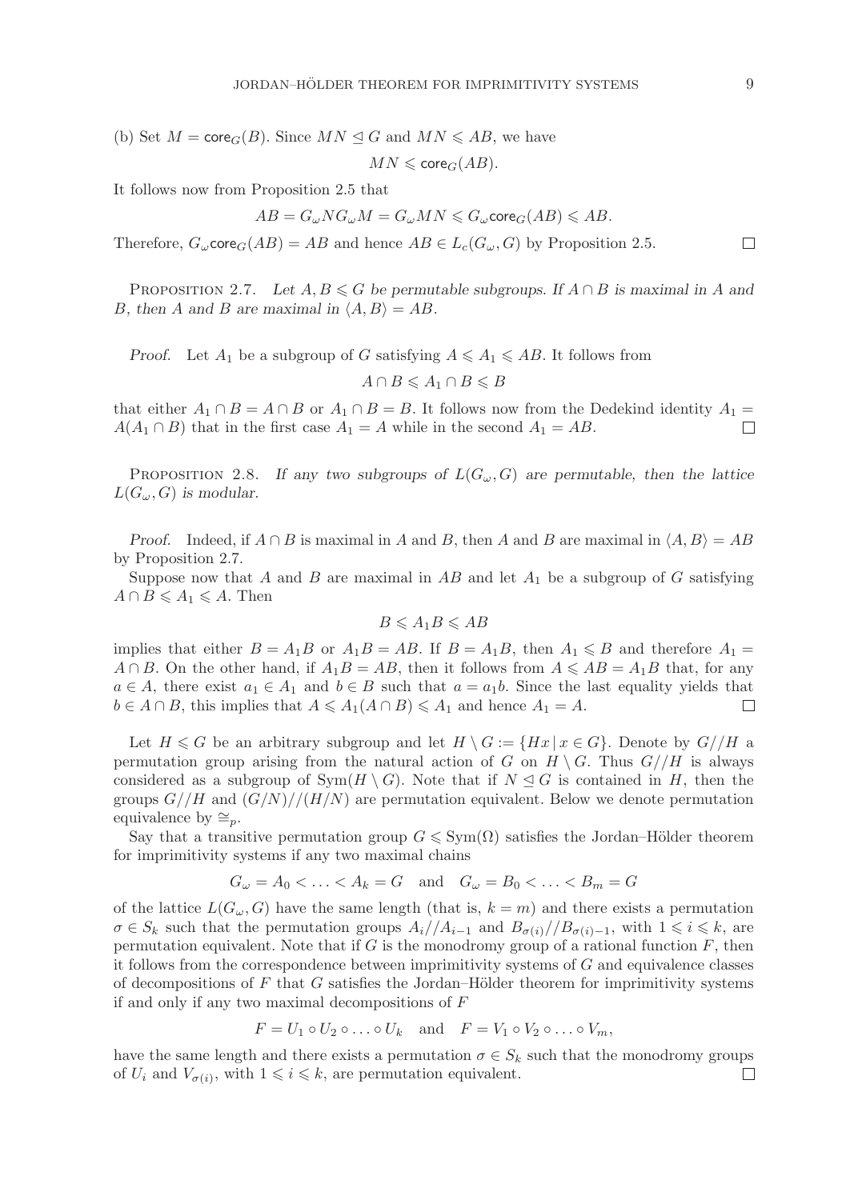(b) Set $M = \mathsf{core}_G(B)$. Since $MN \trianglelefteq G$ and $MN \leqslant AB$, we have

$$MN \leqslant \mathsf{core}_G(AB).$$

It follows now from Proposition 2.5 that

$$AB = G_\omega N G_\omega M = G_\omega MN \leqslant G_\omega \mathsf{core}_G(AB) \leqslant AB.$$

Therefore, $G_\omega \mathsf{core}_G(AB) = AB$ and hence $AB \in L_c(G_\omega, G)$ by Proposition 2.5. □

Proposition 2.7. *Let $A, B \leqslant G$ be permutable subgroups. If $A \cap B$ is maximal in $A$ and $B$, then $A$ and $B$ are maximal in $\langle A, B\rangle = AB$.*

*Proof.* Let $A_1$ be a subgroup of $G$ satisfying $A \leqslant A_1 \leqslant AB$. It follows from

$$A \cap B \leqslant A_1 \cap B \leqslant B$$

that either $A_1 \cap B = A \cap B$ or $A_1 \cap B = B$. It follows now from the Dedekind identity $A_1 = A(A_1 \cap B)$ that in the first case $A_1 = A$ while in the second $A_1 = AB$. □

Proposition 2.8. *If any two subgroups of $L(G_\omega, G)$ are permutable, then the lattice $L(G_\omega, G)$ is modular.*

*Proof.* Indeed, if $A \cap B$ is maximal in $A$ and $B$, then $A$ and $B$ are maximal in $\langle A, B\rangle = AB$ by Proposition 2.7.

Suppose now that $A$ and $B$ are maximal in $AB$ and let $A_1$ be a subgroup of $G$ satisfying $A \cap B \leqslant A_1 \leqslant A$. Then

$$B \leqslant A_1 B \leqslant AB$$

implies that either $B = A_1 B$ or $A_1 B = AB$. If $B = A_1 B$, then $A_1 \leqslant B$ and therefore $A_1 = A \cap B$. On the other hand, if $A_1 B = AB$, then it follows from $A \leqslant AB = A_1 B$ that, for any $a \in A$, there exist $a_1 \in A_1$ and $b \in B$ such that $a = a_1 b$. Since the last equality yields that $b \in A \cap B$, this implies that $A \leqslant A_1(A \cap B) \leqslant A_1$ and hence $A_1 = A$. □

Let $H \leqslant G$ be an arbitrary subgroup and let $H \setminus G := \{Hx \mid x \in G\}$. Denote by $G//H$ a permutation group arising from the natural action of $G$ on $H \setminus G$. Thus $G//H$ is always considered as a subgroup of $\mathrm{Sym}(H \setminus G)$. Note that if $N \trianglelefteq G$ is contained in $H$, then the groups $G//H$ and $(G/N)//(H/N)$ are permutation equivalent. Below we denote permutation equivalence by $\cong_p$.

Say that a transitive permutation group $G \leqslant \mathrm{Sym}(\Omega)$ satisfies the Jordan–Hölder theorem for imprimitivity systems if any two maximal chains

$$G_\omega = A_0 < \ldots < A_k = G \quad \text{and} \quad G_\omega = B_0 < \ldots < B_m = G$$

of the lattice $L(G_\omega, G)$ have the same length (that is, $k = m$) and there exists a permutation $\sigma \in S_k$ such that the permutation groups $A_i//A_{i-1}$ and $B_{\sigma(i)}//B_{\sigma(i)-1}$, with $1 \leqslant i \leqslant k$, are permutation equivalent. Note that if $G$ is the monodromy group of a rational function $F$, then it follows from the correspondence between imprimitivity systems of $G$ and equivalence classes of decompositions of $F$ that $G$ satisfies the Jordan–Hölder theorem for imprimitivity systems if and only if any two maximal decompositions of $F$

$$F = U_1 \circ U_2 \circ \ldots \circ U_k \quad \text{and} \quad F = V_1 \circ V_2 \circ \ldots \circ V_m,$$

have the same length and there exists a permutation $\sigma \in S_k$ such that the monodromy groups of $U_i$ and $V_{\sigma(i)}$, with $1 \leqslant i \leqslant k$, are permutation equivalent. □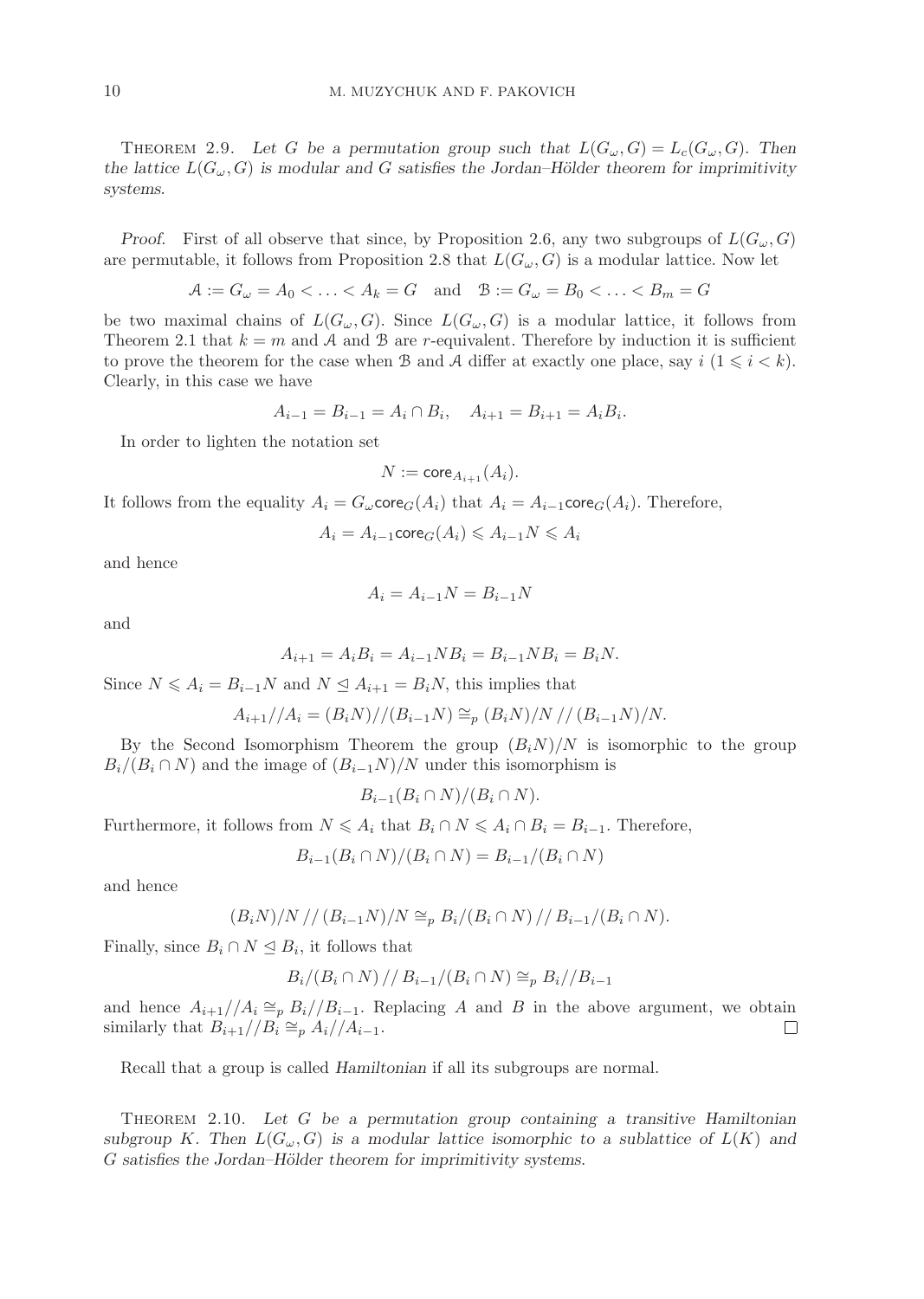Theorem 2.9. *Let $G$ be a permutation group such that $L(G_\omega, G) = L_c(G_\omega, G)$. Then the lattice $L(G_\omega, G)$ is modular and $G$ satisfies the Jordan–Hölder theorem for imprimitivity systems.*

*Proof.* First of all observe that since, by Proposition 2.6, any two subgroups of $L(G_\omega, G)$ are permutable, it follows from Proposition 2.8 that $L(G_\omega, G)$ is a modular lattice. Now let

$$\mathcal{A} := G_\omega = A_0 < \ldots < A_k = G \quad \text{and} \quad \mathcal{B} := G_\omega = B_0 < \ldots < B_m = G$$

be two maximal chains of $L(G_\omega, G)$. Since $L(G_\omega, G)$ is a modular lattice, it follows from Theorem 2.1 that $k = m$ and $\mathcal{A}$ and $\mathcal{B}$ are $r$-equivalent. Therefore by induction it is sufficient to prove the theorem for the case when $\mathcal{B}$ and $\mathcal{A}$ differ at exactly one place, say $i$ $(1 \leqslant i < k)$. Clearly, in this case we have

$$A_{i-1} = B_{i-1} = A_i \cap B_i, \quad A_{i+1} = B_{i+1} = A_i B_i.$$

In order to lighten the notation set

$$N := \mathsf{core}_{A_{i+1}}(A_i).$$

It follows from the equality $A_i = G_\omega \mathsf{core}_G(A_i)$ that $A_i = A_{i-1}\mathsf{core}_G(A_i)$. Therefore,

$$A_i = A_{i-1}\mathsf{core}_G(A_i) \leqslant A_{i-1}N \leqslant A_i$$

and hence

$$A_i = A_{i-1}N = B_{i-1}N$$

and

$$A_{i+1} = A_i B_i = A_{i-1}NB_i = B_{i-1}NB_i = B_i N.$$

Since $N \leqslant A_i = B_{i-1}N$ and $N \trianglelefteq A_{i+1} = B_i N$, this implies that

$$A_{i+1}//A_i = (B_i N)//(B_{i-1}N) \cong_p (B_i N)/N \,//\, (B_{i-1}N)/N.$$

By the Second Isomorphism Theorem the group $(B_i N)/N$ is isomorphic to the group $B_i/(B_i \cap N)$ and the image of $(B_{i-1}N)/N$ under this isomorphism is

$$B_{i-1}(B_i \cap N)/(B_i \cap N).$$

Furthermore, it follows from $N \leqslant A_i$ that $B_i \cap N \leqslant A_i \cap B_i = B_{i-1}$. Therefore,

$$B_{i-1}(B_i \cap N)/(B_i \cap N) = B_{i-1}/(B_i \cap N)$$

and hence

$$(B_i N)/N \,//\, (B_{i-1}N)/N \cong_p B_i/(B_i \cap N) \,//\, B_{i-1}/(B_i \cap N).$$

Finally, since $B_i \cap N \trianglelefteq B_i$, it follows that

$$B_i/(B_i \cap N) \,//\, B_{i-1}/(B_i \cap N) \cong_p B_i//B_{i-1}$$

and hence $A_{i+1}//A_i \cong_p B_i//B_{i-1}$. Replacing $A$ and $B$ in the above argument, we obtain similarly that $B_{i+1}//B_i \cong_p A_i//A_{i-1}$. □

Recall that a group is called *Hamiltonian* if all its subgroups are normal.

Theorem 2.10. *Let $G$ be a permutation group containing a transitive Hamiltonian subgroup $K$. Then $L(G_\omega, G)$ is a modular lattice isomorphic to a sublattice of $L(K)$ and $G$ satisfies the Jordan–Hölder theorem for imprimitivity systems.*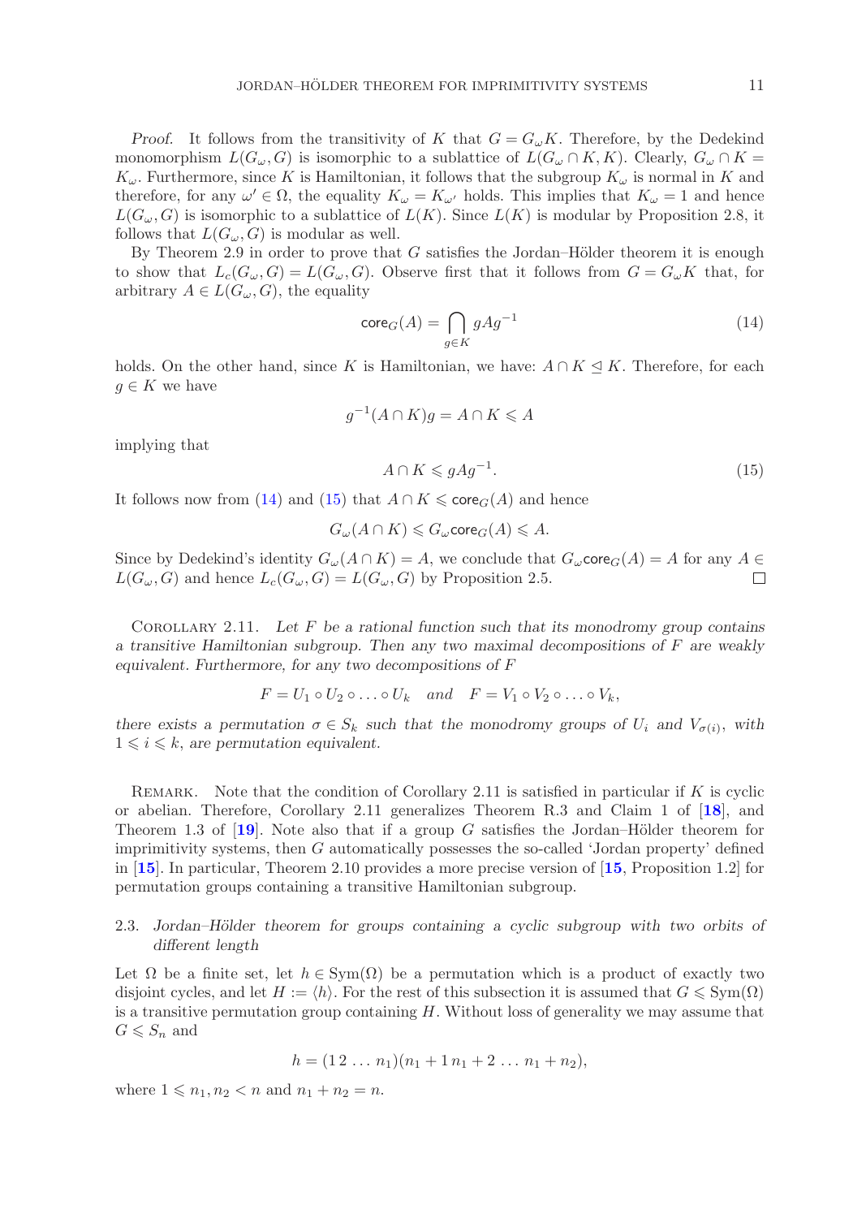*Proof.* It follows from the transitivity of $K$ that $G = G_\omega K$. Therefore, by the Dedekind monomorphism $L(G_\omega, G)$ is isomorphic to a sublattice of $L(G_\omega \cap K, K)$. Clearly, $G_\omega \cap K = K_\omega$. Furthermore, since $K$ is Hamiltonian, it follows that the subgroup $K_\omega$ is normal in $K$ and therefore, for any $\omega' \in \Omega$, the equality $K_\omega = K_{\omega'}$ holds. This implies that $K_\omega = 1$ and hence $L(G_\omega, G)$ is isomorphic to a sublattice of $L(K)$. Since $L(K)$ is modular by Proposition 2.8, it follows that $L(G_\omega, G)$ is modular as well.

By Theorem 2.9 in order to prove that $G$ satisfies the Jordan–Hölder theorem it is enough to show that $L_c(G_\omega, G) = L(G_\omega, G)$. Observe first that it follows from $G = G_\omega K$ that, for arbitrary $A \in L(G_\omega, G)$, the equality

$$\mathsf{core}_G(A) = \bigcap_{g \in K} gAg^{-1} \tag{14}$$

holds. On the other hand, since $K$ is Hamiltonian, we have: $A \cap K \trianglelefteq K$. Therefore, for each $g \in K$ we have

$$g^{-1}(A \cap K)g = A \cap K \leqslant A$$

implying that

$$A \cap K \leqslant gAg^{-1}. \tag{15}$$

It follows now from (14) and (15) that $A \cap K \leqslant \mathsf{core}_G(A)$ and hence

$$G_\omega(A \cap K) \leqslant G_\omega \mathsf{core}_G(A) \leqslant A.$$

Since by Dedekind's identity $G_\omega(A \cap K) = A$, we conclude that $G_\omega \mathsf{core}_G(A) = A$ for any $A \in L(G_\omega, G)$ and hence $L_c(G_\omega, G) = L(G_\omega, G)$ by Proposition 2.5. □

Corollary 2.11. *Let $F$ be a rational function such that its monodromy group contains a transitive Hamiltonian subgroup. Then any two maximal decompositions of $F$ are weakly equivalent. Furthermore, for any two decompositions of $F$*

$$F = U_1 \circ U_2 \circ \ldots \circ U_k \quad \text{and} \quad F = V_1 \circ V_2 \circ \ldots \circ V_k,$$

*there exists a permutation $\sigma \in S_k$ such that the monodromy groups of $U_i$ and $V_{\sigma(i)}$, with $1 \leqslant i \leqslant k$, are permutation equivalent.*

Remark. Note that the condition of Corollary 2.11 is satisfied in particular if $K$ is cyclic or abelian. Therefore, Corollary 2.11 generalizes Theorem R.3 and Claim 1 of [18], and Theorem 1.3 of [19]. Note also that if a group $G$ satisfies the Jordan–Hölder theorem for imprimitivity systems, then $G$ automatically possesses the so-called 'Jordan property' defined in [15]. In particular, Theorem 2.10 provides a more precise version of [15, Proposition 1.2] for permutation groups containing a transitive Hamiltonian subgroup.

### 2.3. *Jordan–Hölder theorem for groups containing a cyclic subgroup with two orbits of different length*

Let $\Omega$ be a finite set, let $h \in \mathrm{Sym}(\Omega)$ be a permutation which is a product of exactly two disjoint cycles, and let $H := \langle h \rangle$. For the rest of this subsection it is assumed that $G \leqslant \mathrm{Sym}(\Omega)$ is a transitive permutation group containing $H$. Without loss of generality we may assume that $G \leqslant S_n$ and

$$h = (1\,2\,\ldots\,n_1)(n_1+1\;n_1+2\,\ldots\,n_1+n_2),$$

where $1 \leqslant n_1, n_2 < n$ and $n_1 + n_2 = n$.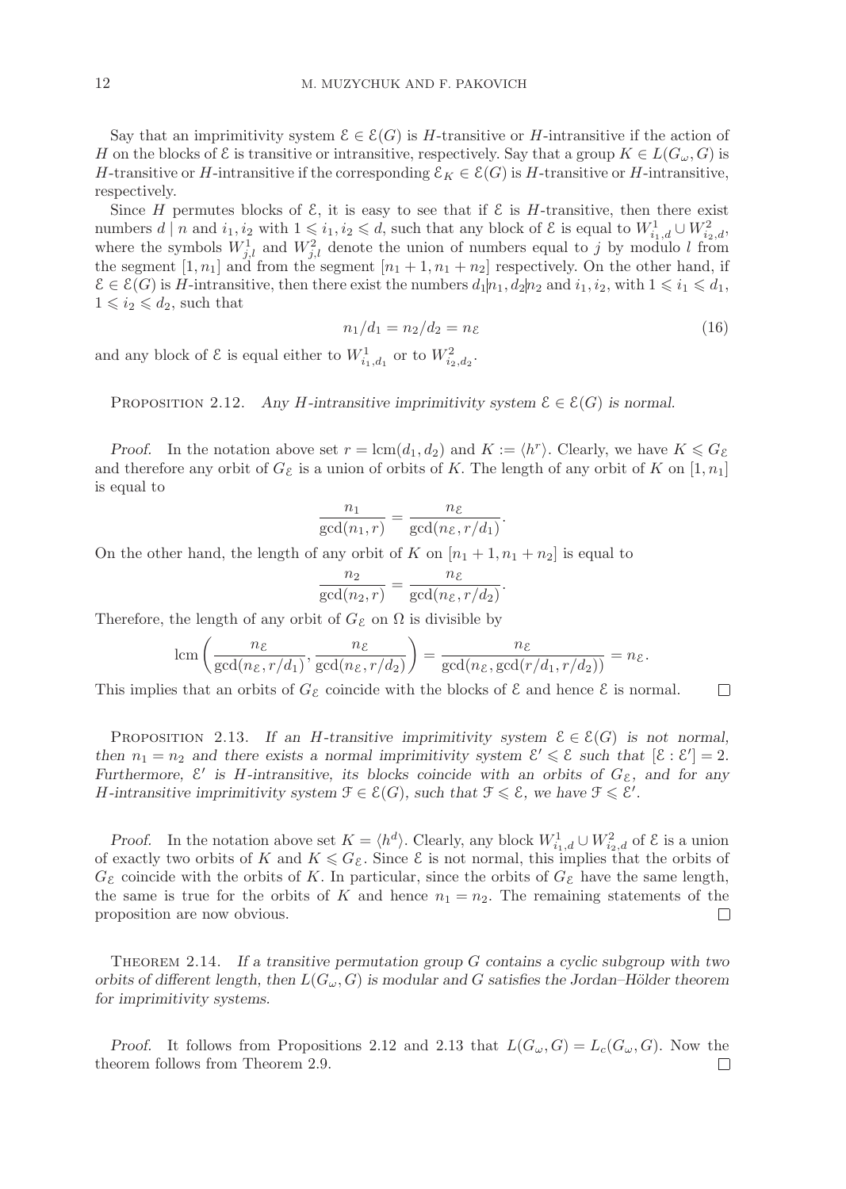Say that an imprimitivity system $\mathcal{E} \in \mathcal{E}(G)$ is $H$-transitive or $H$-intransitive if the action of $H$ on the blocks of $\mathcal{E}$ is transitive or intransitive, respectively. Say that a group $K \in L(G_\omega, G)$ is $H$-transitive or $H$-intransitive if the corresponding $\mathcal{E}_K \in \mathcal{E}(G)$ is $H$-transitive or $H$-intransitive, respectively.

Since $H$ permutes blocks of $\mathcal{E}$, it is easy to see that if $\mathcal{E}$ is $H$-transitive, then there exist numbers $d \mid n$ and $i_1, i_2$ with $1 \leqslant i_1, i_2 \leqslant d$, such that any block of $\mathcal{E}$ is equal to $W^1_{i_1,d} \cup W^2_{i_2,d}$, where the symbols $W^1_{j,l}$ and $W^2_{j,l}$ denote the union of numbers equal to $j$ by modulo $l$ from the segment $[1, n_1]$ and from the segment $[n_1+1, n_1+n_2]$ respectively. On the other hand, if $\mathcal{E} \in \mathcal{E}(G)$ is $H$-intransitive, then there exist the numbers $d_1 | n_1$, $d_2 | n_2$ and $i_1, i_2$, with $1 \leqslant i_1 \leqslant d_1$, $1 \leqslant i_2 \leqslant d_2$, such that

$$n_1/d_1 = n_2/d_2 = n_{\mathcal{E}} \tag{16}$$

and any block of $\mathcal{E}$ is equal either to $W^1_{i_1,d_1}$ or to $W^2_{i_2,d_2}$.

Proposition 2.12. *Any $H$-intransitive imprimitivity system $\mathcal{E} \in \mathcal{E}(G)$ is normal.*

*Proof.* In the notation above set $r = \operatorname{lcm}(d_1, d_2)$ and $K := \langle h^r \rangle$. Clearly, we have $K \leqslant G_{\mathcal{E}}$ and therefore any orbit of $G_{\mathcal{E}}$ is a union of orbits of $K$. The length of any orbit of $K$ on $[1, n_1]$ is equal to

$$\frac{n_1}{\gcd(n_1, r)} = \frac{n_{\mathcal{E}}}{\gcd(n_{\mathcal{E}}, r/d_1)}.$$

On the other hand, the length of any orbit of $K$ on $[n_1+1, n_1+n_2]$ is equal to

$$\frac{n_2}{\gcd(n_2, r)} = \frac{n_{\mathcal{E}}}{\gcd(n_{\mathcal{E}}, r/d_2)}.$$

Therefore, the length of any orbit of $G_{\mathcal{E}}$ on $\Omega$ is divisible by

$$\operatorname{lcm}\left(\frac{n_{\mathcal{E}}}{\gcd(n_{\mathcal{E}}, r/d_1)}, \frac{n_{\mathcal{E}}}{\gcd(n_{\mathcal{E}}, r/d_2)}\right) = \frac{n_{\mathcal{E}}}{\gcd(n_{\mathcal{E}}, \gcd(r/d_1, r/d_2))} = n_{\mathcal{E}}.$$

This implies that an orbits of $G_{\mathcal{E}}$ coincide with the blocks of $\mathcal{E}$ and hence $\mathcal{E}$ is normal. $\square$

Proposition 2.13. *If an $H$-transitive imprimitivity system $\mathcal{E} \in \mathcal{E}(G)$ is not normal, then $n_1 = n_2$ and there exists a normal imprimitivity system $\mathcal{E}' \leqslant \mathcal{E}$ such that $[\mathcal{E} : \mathcal{E}'] = 2$. Furthermore, $\mathcal{E}'$ is $H$-intransitive, its blocks coincide with an orbits of $G_{\mathcal{E}}$, and for any $H$-intransitive imprimitivity system $\mathcal{F} \in \mathcal{E}(G)$, such that $\mathcal{F} \leqslant \mathcal{E}$, we have $\mathcal{F} \leqslant \mathcal{E}'$.*

*Proof.* In the notation above set $K = \langle h^d \rangle$. Clearly, any block $W^1_{i_1,d} \cup W^2_{i_2,d}$ of $\mathcal{E}$ is a union of exactly two orbits of $K$ and $K \leqslant G_{\mathcal{E}}$. Since $\mathcal{E}$ is not normal, this implies that the orbits of $G_{\mathcal{E}}$ coincide with the orbits of $K$. In particular, since the orbits of $G_{\mathcal{E}}$ have the same length, the same is true for the orbits of $K$ and hence $n_1 = n_2$. The remaining statements of the proposition are now obvious. $\square$

Theorem 2.14. *If a transitive permutation group $G$ contains a cyclic subgroup with two orbits of different length, then $L(G_\omega, G)$ is modular and $G$ satisfies the Jordan–Hölder theorem for imprimitivity systems.*

*Proof.* It follows from Propositions 2.12 and 2.13 that $L(G_\omega, G) = L_c(G_\omega, G)$. Now the theorem follows from Theorem 2.9. $\square$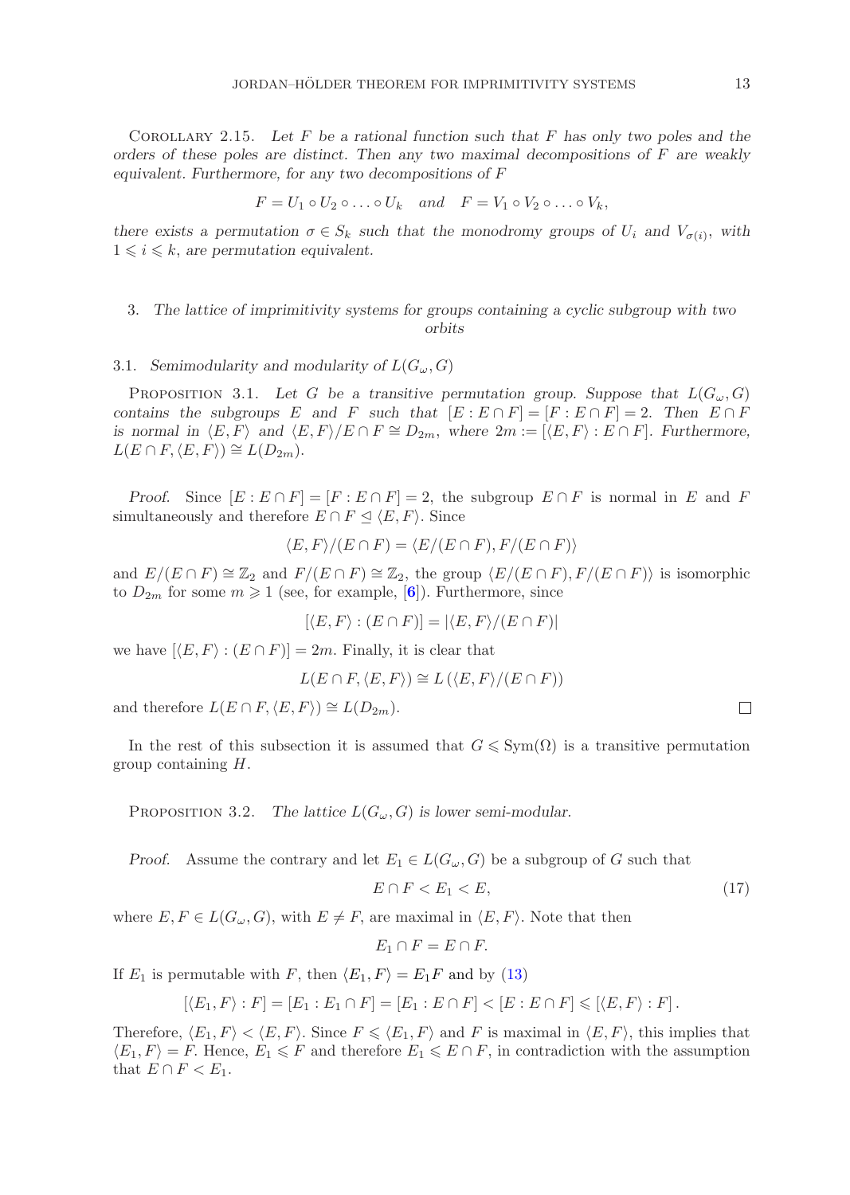Corollary 2.15. *Let $F$ be a rational function such that $F$ has only two poles and the orders of these poles are distinct. Then any two maximal decompositions of $F$ are weakly equivalent. Furthermore, for any two decompositions of $F$*

$$F = U_1 \circ U_2 \circ \ldots \circ U_k \quad \text{and} \quad F = V_1 \circ V_2 \circ \ldots \circ V_k,$$

*there exists a permutation $\sigma \in S_k$ such that the monodromy groups of $U_i$ and $V_{\sigma(i)}$, with $1 \leqslant i \leqslant k$, are permutation equivalent.*

## 3. *The lattice of imprimitivity systems for groups containing a cyclic subgroup with two orbits*

### 3.1. *Semimodularity and modularity of $L(G_\omega, G)$*

Proposition 3.1. *Let $G$ be a transitive permutation group. Suppose that $L(G_\omega, G)$ contains the subgroups $E$ and $F$ such that $[E : E \cap F] = [F : E \cap F] = 2$. Then $E \cap F$ is normal in $\langle E, F\rangle$ and $\langle E, F\rangle / E \cap F \cong D_{2m}$, where $2m := [\langle E, F\rangle : E \cap F]$. Furthermore, $L(E \cap F, \langle E, F\rangle) \cong L(D_{2m})$.*

*Proof.* Since $[E : E \cap F] = [F : E \cap F] = 2$, the subgroup $E \cap F$ is normal in $E$ and $F$ simultaneously and therefore $E \cap F \trianglelefteq \langle E, F\rangle$. Since

$$\langle E, F\rangle/(E \cap F) = \langle E/(E \cap F), F/(E \cap F)\rangle$$

and $E/(E \cap F) \cong \mathbb{Z}_2$ and $F/(E \cap F) \cong \mathbb{Z}_2$, the group $\langle E/(E \cap F), F/(E \cap F)\rangle$ is isomorphic to $D_{2m}$ for some $m \geqslant 1$ (see, for example, [6]). Furthermore, since

$$[\langle E, F\rangle : (E \cap F)] = |\langle E, F\rangle/(E \cap F)|$$

we have $[\langle E, F\rangle : (E \cap F)] = 2m$. Finally, it is clear that

$$L(E \cap F, \langle E, F\rangle) \cong L\left(\langle E, F\rangle/(E \cap F)\right)$$

and therefore $L(E \cap F, \langle E, F\rangle) \cong L(D_{2m})$. $\square$

In the rest of this subsection it is assumed that $G \leqslant \mathrm{Sym}(\Omega)$ is a transitive permutation group containing $H$.

Proposition 3.2. *The lattice $L(G_\omega, G)$ is lower semi-modular.*

*Proof.* Assume the contrary and let $E_1 \in L(G_\omega, G)$ be a subgroup of $G$ such that

$$E \cap F < E_1 < E, \tag{17}$$

where $E, F \in L(G_\omega, G)$, with $E \neq F$, are maximal in $\langle E, F\rangle$. Note that then

$$E_1 \cap F = E \cap F.$$

If $E_1$ is permutable with $F$, then $\langle E_1, F\rangle = E_1 F$ and by (13)

$$[\langle E_1, F\rangle : F] = [E_1 : E_1 \cap F] = [E_1 : E \cap F] < [E : E \cap F] \leqslant [\langle E, F\rangle : F].$$

Therefore, $\langle E_1, F\rangle < \langle E, F\rangle$. Since $F \leqslant \langle E_1, F\rangle$ and $F$ is maximal in $\langle E, F\rangle$, this implies that $\langle E_1, F\rangle = F$. Hence, $E_1 \leqslant F$ and therefore $E_1 \leqslant E \cap F$, in contradiction with the assumption that $E \cap F < E_1$.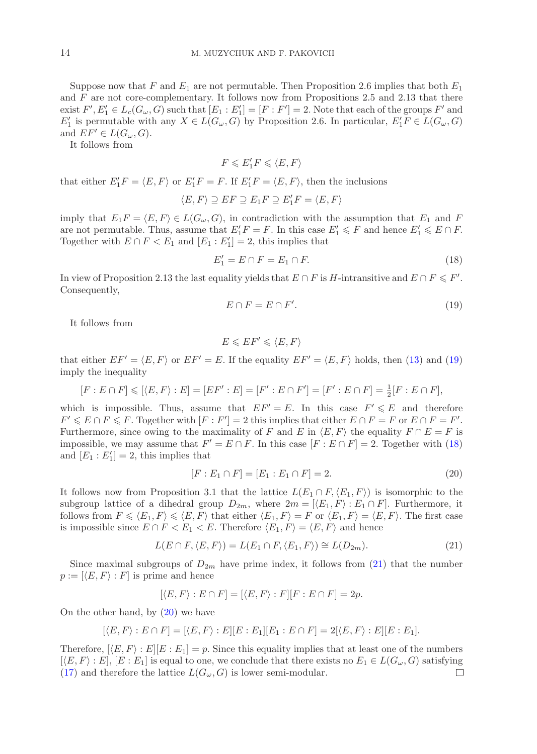Suppose now that $F$ and $E_1$ are not permutable. Then Proposition 2.6 implies that both $E_1$ and $F$ are not core-complementary. It follows now from Propositions 2.5 and 2.13 that there exist $F', E_1' \in L_c(G_\omega, G)$ such that $[E_1 : E_1'] = [F : F'] = 2$. Note that each of the groups $F'$ and $E_1'$ is permutable with any $X \in L(G_\omega, G)$ by Proposition 2.6. In particular, $E_1'F \in L(G_\omega, G)$ and $EF' \in L(G_\omega, G)$.

It follows from

$$F \leqslant E_1'F \leqslant \langle E, F\rangle$$

that either $E_1'F = \langle E, F\rangle$ or $E_1'F = F$. If $E_1'F = \langle E, F\rangle$, then the inclusions

$$\langle E, F\rangle \supseteq EF \supseteq E_1F \supseteq E_1'F = \langle E, F\rangle$$

imply that $E_1F = \langle E, F\rangle \in L(G_\omega, G)$, in contradiction with the assumption that $E_1$ and $F$ are not permutable. Thus, assume that $E_1'F = F$. In this case $E_1' \leqslant F$ and hence $E_1' \leqslant E \cap F$. Together with $E \cap F < E_1$ and $[E_1 : E_1'] = 2$, this implies that

$$E_1' = E \cap F = E_1 \cap F. \tag{18}$$

In view of Proposition 2.13 the last equality yields that $E \cap F$ is $H$-intransitive and $E \cap F \leqslant F'$. Consequently,

$$E \cap F = E \cap F'. \tag{19}$$

It follows from

$$E \leqslant EF' \leqslant \langle E, F\rangle$$

that either $EF' = \langle E, F\rangle$ or $EF' = E$. If the equality $EF' = \langle E, F\rangle$ holds, then (13) and (19) imply the inequality

$$[F : E \cap F] \leqslant [\langle E, F\rangle : E] = [EF' : E] = [F' : E \cap F'] = [F' : E \cap F] = \tfrac{1}{2}[F : E \cap F],$$

which is impossible. Thus, assume that $EF' = E$. In this case $F' \leqslant E$ and therefore $F' \leqslant E \cap F \leqslant F$. Together with $[F : F'] = 2$ this implies that either $E \cap F = F$ or $E \cap F = F'$. Furthermore, since owing to the maximality of $F$ and $E$ in $\langle E, F\rangle$ the equality $F \cap E = F$ is impossible, we may assume that $F' = E \cap F$. In this case $[F : E \cap F] = 2$. Together with (18) and $[E_1 : E_1'] = 2$, this implies that

$$[F : E_1 \cap F] = [E_1 : E_1 \cap F] = 2. \tag{20}$$

It follows now from Proposition 3.1 that the lattice $L(E_1 \cap F, \langle E_1, F\rangle)$ is isomorphic to the subgroup lattice of a dihedral group $D_{2m}$, where $2m = [\langle E_1, F\rangle : E_1 \cap F]$. Furthermore, it follows from $F \leqslant \langle E_1, F\rangle \leqslant \langle E, F\rangle$ that either $\langle E_1, F\rangle = F$ or $\langle E_1, F\rangle = \langle E, F\rangle$. The first case is impossible since $E \cap F < E_1 < E$. Therefore $\langle E_1, F\rangle = \langle E, F\rangle$ and hence

$$L(E \cap F, \langle E, F\rangle) = L(E_1 \cap F, \langle E_1, F\rangle) \cong L(D_{2m}). \tag{21}$$

Since maximal subgroups of $D_{2m}$ have prime index, it follows from (21) that the number $p := [\langle E, F\rangle : F]$ is prime and hence

$$[\langle E, F\rangle : E \cap F] = [\langle E, F\rangle : F][F : E \cap F] = 2p.$$

On the other hand, by (20) we have

$$[\langle E, F\rangle : E \cap F] = [\langle E, F\rangle : E][E : E_1][E_1 : E \cap F] = 2[\langle E, F\rangle : E][E : E_1].$$

Therefore, $[\langle E, F\rangle : E][E : E_1] = p$. Since this equality implies that at least one of the numbers $[\langle E, F\rangle : E]$, $[E : E_1]$ is equal to one, we conclude that there exists no $E_1 \in L(G_\omega, G)$ satisfying (17) and therefore the lattice $L(G_\omega, G)$ is lower semi-modular. □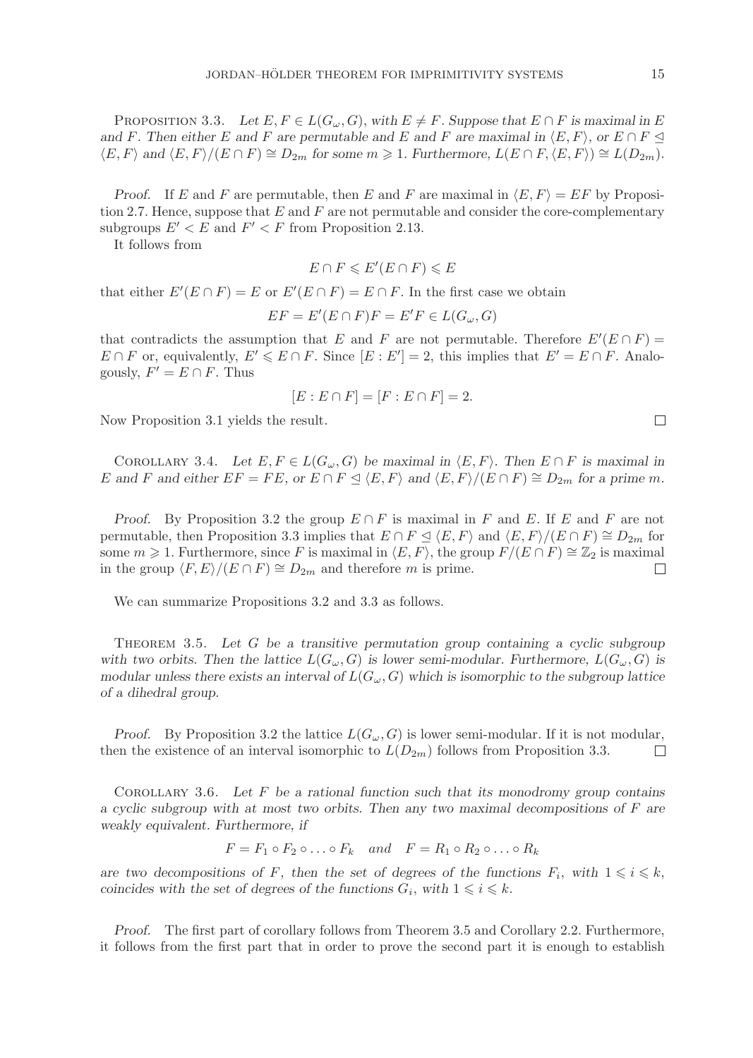Proposition 3.3. *Let $E, F \in L(G_\omega, G)$, with $E \neq F$. Suppose that $E \cap F$ is maximal in $E$ and $F$. Then either $E$ and $F$ are permutable and $E$ and $F$ are maximal in $\langle E, F \rangle$, or $E \cap F \trianglelefteq \langle E, F \rangle$ and $\langle E, F \rangle / (E \cap F) \cong D_{2m}$ for some $m \geqslant 1$. Furthermore, $L(E \cap F, \langle E, F \rangle) \cong L(D_{2m})$.*

*Proof.* If $E$ and $F$ are permutable, then $E$ and $F$ are maximal in $\langle E, F \rangle = EF$ by Proposition 2.7. Hence, suppose that $E$ and $F$ are not permutable and consider the core-complementary subgroups $E' < E$ and $F' < F$ from Proposition 2.13.

It follows from

$$E \cap F \leqslant E'(E \cap F) \leqslant E$$

that either $E'(E \cap F) = E$ or $E'(E \cap F) = E \cap F$. In the first case we obtain

$$EF = E'(E \cap F)F = E'F \in L(G_\omega, G)$$

that contradicts the assumption that $E$ and $F$ are not permutable. Therefore $E'(E \cap F) = E \cap F$ or, equivalently, $E' \leqslant E \cap F$. Since $[E : E'] = 2$, this implies that $E' = E \cap F$. Analogously, $F' = E \cap F$. Thus

$$[E : E \cap F] = [F : E \cap F] = 2.$$

Now Proposition 3.1 yields the result. $\square$

Corollary 3.4. *Let $E, F \in L(G_\omega, G)$ be maximal in $\langle E, F \rangle$. Then $E \cap F$ is maximal in $E$ and $F$ and either $EF = FE$, or $E \cap F \trianglelefteq \langle E, F \rangle$ and $\langle E, F \rangle / (E \cap F) \cong D_{2m}$ for a prime $m$.*

*Proof.* By Proposition 3.2 the group $E \cap F$ is maximal in $F$ and $E$. If $E$ and $F$ are not permutable, then Proposition 3.3 implies that $E \cap F \trianglelefteq \langle E, F \rangle$ and $\langle E, F \rangle / (E \cap F) \cong D_{2m}$ for some $m \geqslant 1$. Furthermore, since $F$ is maximal in $\langle E, F \rangle$, the group $F/(E \cap F) \cong \mathbb{Z}_2$ is maximal in the group $\langle F, E \rangle / (E \cap F) \cong D_{2m}$ and therefore $m$ is prime. $\square$

We can summarize Propositions 3.2 and 3.3 as follows.

Theorem 3.5. *Let $G$ be a transitive permutation group containing a cyclic subgroup with two orbits. Then the lattice $L(G_\omega, G)$ is lower semi-modular. Furthermore, $L(G_\omega, G)$ is modular unless there exists an interval of $L(G_\omega, G)$ which is isomorphic to the subgroup lattice of a dihedral group.*

*Proof.* By Proposition 3.2 the lattice $L(G_\omega, G)$ is lower semi-modular. If it is not modular, then the existence of an interval isomorphic to $L(D_{2m})$ follows from Proposition 3.3. $\square$

Corollary 3.6. *Let $F$ be a rational function such that its monodromy group contains a cyclic subgroup with at most two orbits. Then any two maximal decompositions of $F$ are weakly equivalent. Furthermore, if*

$$F = F_1 \circ F_2 \circ \ldots \circ F_k \quad \textit{and} \quad F = R_1 \circ R_2 \circ \ldots \circ R_k$$

*are two decompositions of $F$, then the set of degrees of the functions $F_i$, with $1 \leqslant i \leqslant k$, coincides with the set of degrees of the functions $G_i$, with $1 \leqslant i \leqslant k$.*

*Proof.* The first part of corollary follows from Theorem 3.5 and Corollary 2.2. Furthermore, it follows from the first part that in order to prove the second part it is enough to establish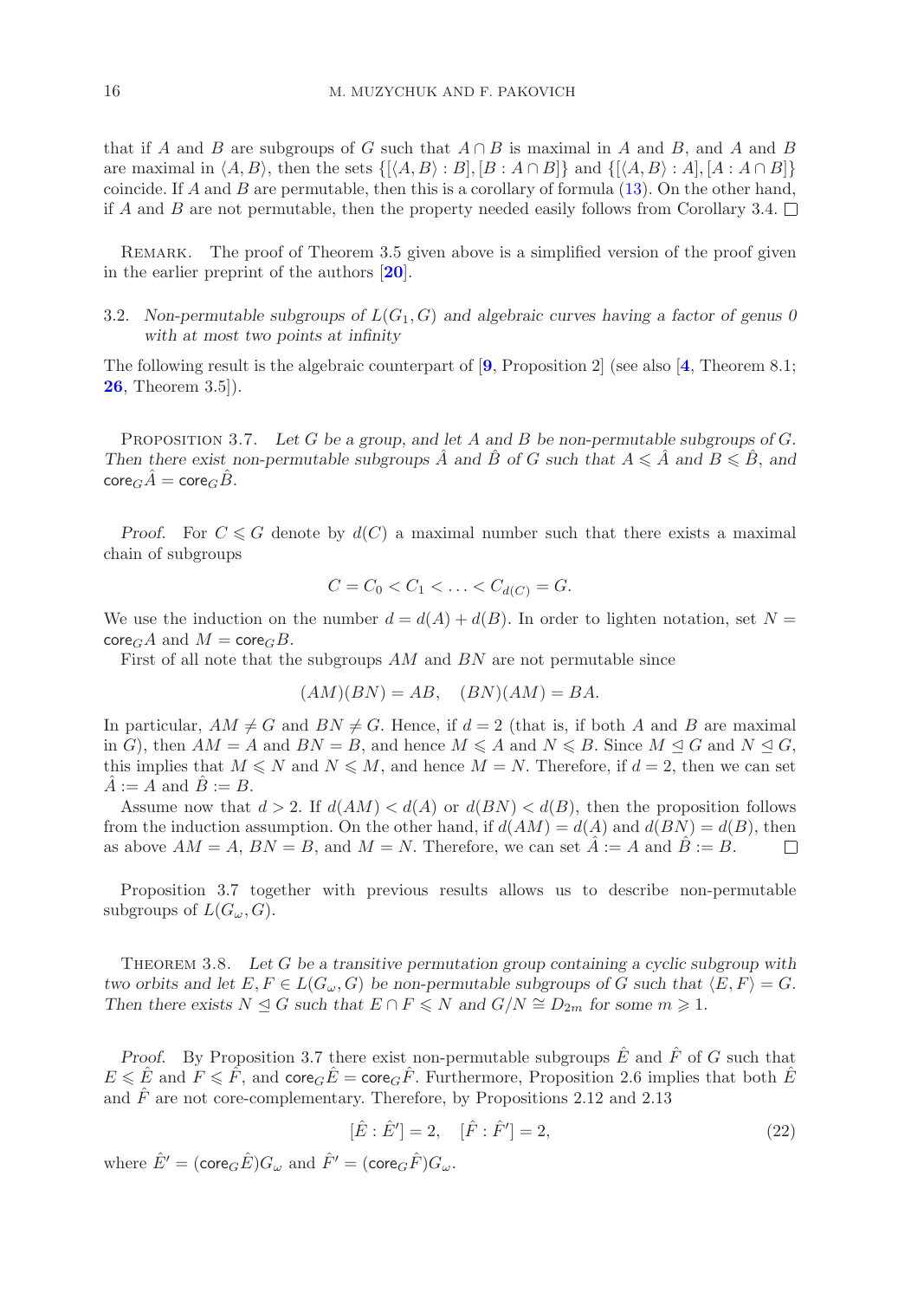that if $A$ and $B$ are subgroups of $G$ such that $A \cap B$ is maximal in $A$ and $B$, and $A$ and $B$ are maximal in $\langle A, B\rangle$, then the sets $\{[\langle A, B\rangle : B], [B : A \cap B]\}$ and $\{[\langle A, B\rangle : A], [A : A \cap B]\}$ coincide. If $A$ and $B$ are permutable, then this is a corollary of formula (13). On the other hand, if $A$ and $B$ are not permutable, then the property needed easily follows from Corollary 3.4. □

Remark. The proof of Theorem 3.5 given above is a simplified version of the proof given in the earlier preprint of the authors [**20**].

### 3.2. *Non-permutable subgroups of $L(G_1, G)$ and algebraic curves having a factor of genus 0 with at most two points at infinity*

The following result is the algebraic counterpart of [**9**, Proposition 2] (see also [**4**, Theorem 8.1; **26**, Theorem 3.5]).

Proposition 3.7. *Let $G$ be a group, and let $A$ and $B$ be non-permutable subgroups of $G$. Then there exist non-permutable subgroups $\hat{A}$ and $\hat{B}$ of $G$ such that $A \leqslant \hat{A}$ and $B \leqslant \hat{B}$, and $\mathsf{core}_G \hat{A} = \mathsf{core}_G \hat{B}$.*

*Proof.* For $C \leqslant G$ denote by $d(C)$ a maximal number such that there exists a maximal chain of subgroups

$$C = C_0 < C_1 < \ldots < C_{d(C)} = G.$$

We use the induction on the number $d = d(A) + d(B)$. In order to lighten notation, set $N = \mathsf{core}_G A$ and $M = \mathsf{core}_G B$.

First of all note that the subgroups $AM$ and $BN$ are not permutable since

$$(AM)(BN) = AB, \quad (BN)(AM) = BA.$$

In particular, $AM \neq G$ and $BN \neq G$. Hence, if $d = 2$ (that is, if both $A$ and $B$ are maximal in $G$), then $AM = A$ and $BN = B$, and hence $M \leqslant A$ and $N \leqslant B$. Since $M \trianglelefteq G$ and $N \trianglelefteq G$, this implies that $M \leqslant N$ and $N \leqslant M$, and hence $M = N$. Therefore, if $d = 2$, then we can set $\hat{A} := A$ and $\hat{B} := B$.

Assume now that $d > 2$. If $d(AM) < d(A)$ or $d(BN) < d(B)$, then the proposition follows from the induction assumption. On the other hand, if $d(AM) = d(A)$ and $d(BN) = d(B)$, then as above $AM = A$, $BN = B$, and $M = N$. Therefore, we can set $\hat{A} := A$ and $\hat{B} := B$. □

Proposition 3.7 together with previous results allows us to describe non-permutable subgroups of $L(G_\omega, G)$.

Theorem 3.8. *Let $G$ be a transitive permutation group containing a cyclic subgroup with two orbits and let $E, F \in L(G_\omega, G)$ be non-permutable subgroups of $G$ such that $\langle E, F\rangle = G$. Then there exists $N \trianglelefteq G$ such that $E \cap F \leqslant N$ and $G/N \cong D_{2m}$ for some $m \geqslant 1$.*

*Proof.* By Proposition 3.7 there exist non-permutable subgroups $\hat{E}$ and $\hat{F}$ of $G$ such that $E \leqslant \hat{E}$ and $F \leqslant \hat{F}$, and $\mathsf{core}_G \hat{E} = \mathsf{core}_G \hat{F}$. Furthermore, Proposition 2.6 implies that both $\hat{E}$ and $\hat{F}$ are not core-complementary. Therefore, by Propositions 2.12 and 2.13

$$[\hat{E} : \hat{E}'] = 2, \quad [\hat{F} : \hat{F}'] = 2, \tag{22}$$

where $\hat{E}' = (\mathsf{core}_G \hat{E})G_\omega$ and $\hat{F}' = (\mathsf{core}_G \hat{F})G_\omega$.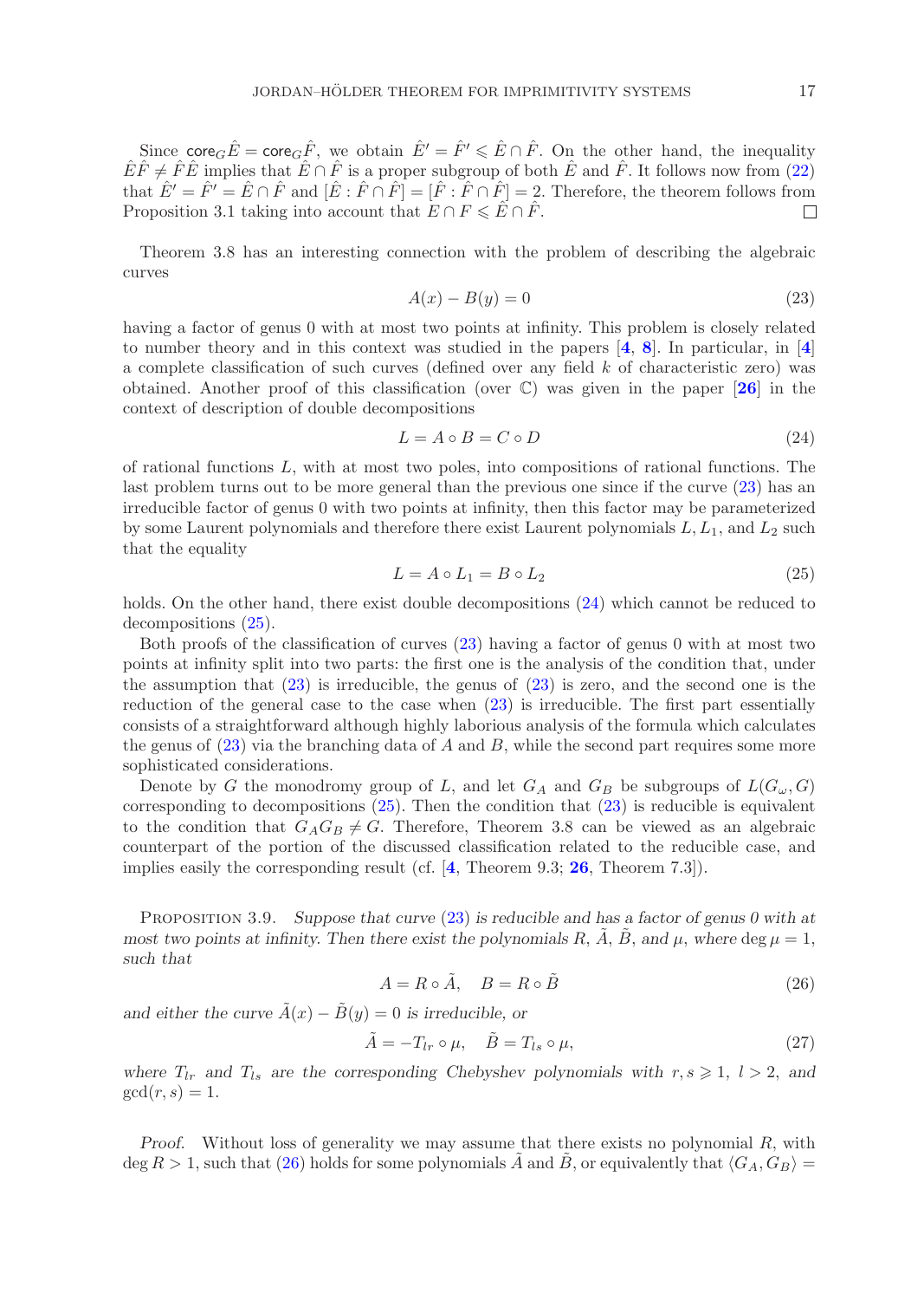Since $\mathsf{core}_G\hat{E} = \mathsf{core}_G\hat{F}$, we obtain $\hat{E}' = \hat{F}' \leqslant \hat{E} \cap \hat{F}$. On the other hand, the inequality $\hat{E}\hat{F} \neq \hat{F}\hat{E}$ implies that $\hat{E} \cap \hat{F}$ is a proper subgroup of both $\hat{E}$ and $\hat{F}$. It follows now from (22) that $\hat{E}' = \hat{F}' = \hat{E} \cap \hat{F}$ and $[\hat{E} : \hat{F} \cap \hat{F}] = [\hat{F} : \hat{F} \cap \hat{F}] = 2$. Therefore, the theorem follows from Proposition 3.1 taking into account that $E \cap F \leqslant \hat{E} \cap \hat{F}$. □

Theorem 3.8 has an interesting connection with the problem of describing the algebraic curves

$$A(x) - B(y) = 0 \tag{23}$$

having a factor of genus 0 with at most two points at infinity. This problem is closely related to number theory and in this context was studied in the papers [**4**, **8**]. In particular, in [**4**] a complete classification of such curves (defined over any field $k$ of characteristic zero) was obtained. Another proof of this classification (over $\mathbb{C}$) was given in the paper [**26**] in the context of description of double decompositions

$$L = A \circ B = C \circ D \tag{24}$$

of rational functions $L$, with at most two poles, into compositions of rational functions. The last problem turns out to be more general than the previous one since if the curve (23) has an irreducible factor of genus 0 with two points at infinity, then this factor may be parameterized by some Laurent polynomials and therefore there exist Laurent polynomials $L, L_1$, and $L_2$ such that the equality

$$L = A \circ L_1 = B \circ L_2 \tag{25}$$

holds. On the other hand, there exist double decompositions (24) which cannot be reduced to decompositions (25).

Both proofs of the classification of curves (23) having a factor of genus 0 with at most two points at infinity split into two parts: the first one is the analysis of the condition that, under the assumption that (23) is irreducible, the genus of (23) is zero, and the second one is the reduction of the general case to the case when (23) is irreducible. The first part essentially consists of a straightforward although highly laborious analysis of the formula which calculates the genus of (23) via the branching data of $A$ and $B$, while the second part requires some more sophisticated considerations.

Denote by $G$ the monodromy group of $L$, and let $G_A$ and $G_B$ be subgroups of $L(G_\omega, G)$ corresponding to decompositions (25). Then the condition that (23) is reducible is equivalent to the condition that $G_AG_B \neq G$. Therefore, Theorem 3.8 can be viewed as an algebraic counterpart of the portion of the discussed classification related to the reducible case, and implies easily the corresponding result (cf. [**4**, Theorem 9.3; **26**, Theorem 7.3]).

Proposition 3.9. *Suppose that curve (23) is reducible and has a factor of genus 0 with at most two points at infinity. Then there exist the polynomials $R$, $\tilde{A}$, $\tilde{B}$, and $\mu$, where $\deg \mu = 1$, such that*

$$A = R \circ \tilde{A}, \quad B = R \circ \tilde{B} \tag{26}$$

*and either the curve $\tilde{A}(x) - \tilde{B}(y) = 0$ is irreducible, or*

$$\tilde{A} = -T_{lr} \circ \mu, \quad \tilde{B} = T_{ls} \circ \mu, \tag{27}$$

*where $T_{lr}$ and $T_{ls}$ are the corresponding Chebyshev polynomials with $r, s \geqslant 1$, $l > 2$, and $\gcd(r, s) = 1$.*

*Proof.* Without loss of generality we may assume that there exists no polynomial $R$, with $\deg R > 1$, such that (26) holds for some polynomials $\tilde{A}$ and $\tilde{B}$, or equivalently that $\langle G_A, G_B \rangle =$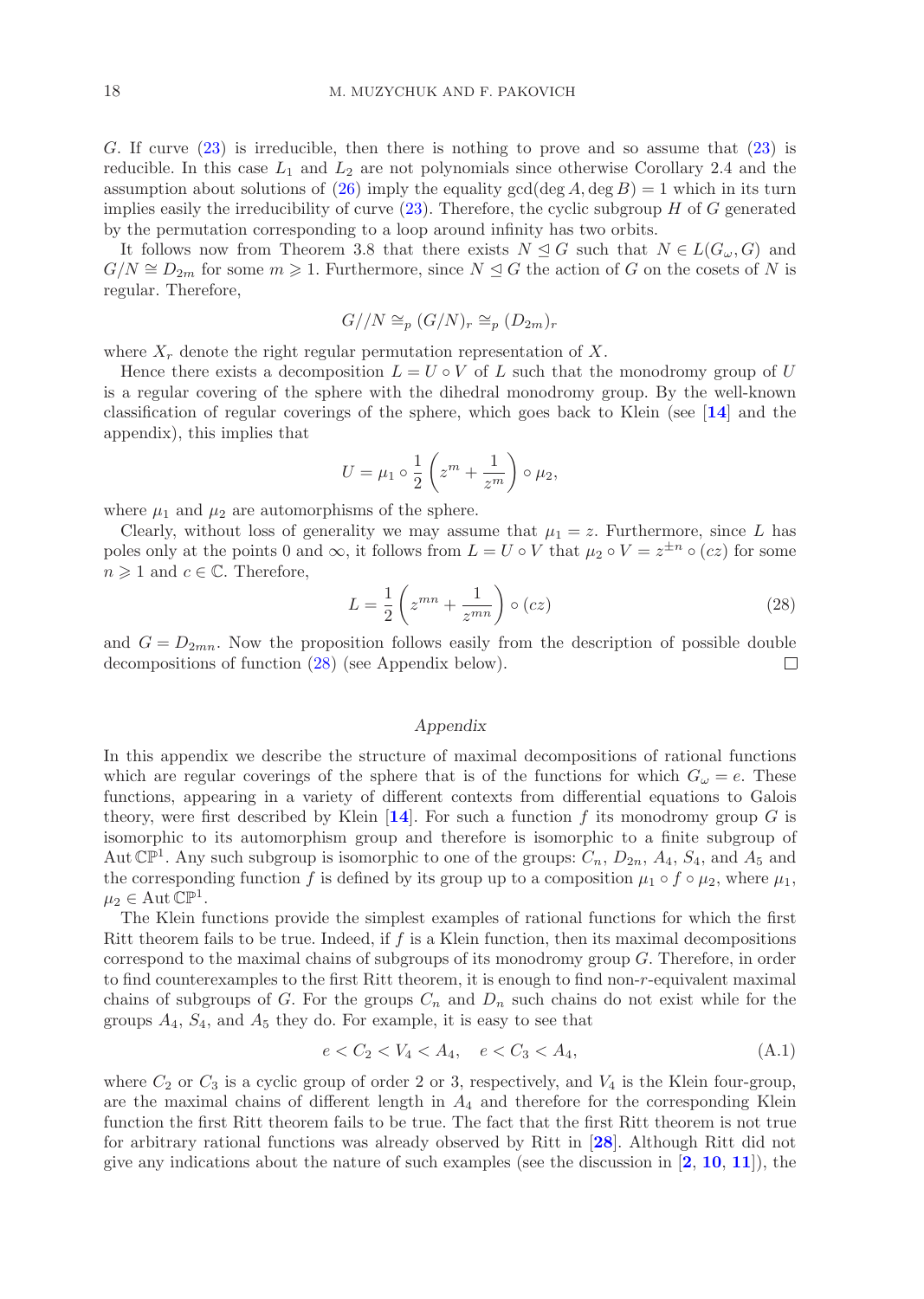$G$. If curve (23) is irreducible, then there is nothing to prove and so assume that (23) is reducible. In this case $L_1$ and $L_2$ are not polynomials since otherwise Corollary 2.4 and the assumption about solutions of (26) imply the equality $\gcd(\deg A, \deg B) = 1$ which in its turn implies easily the irreducibility of curve (23). Therefore, the cyclic subgroup $H$ of $G$ generated by the permutation corresponding to a loop around infinity has two orbits.

It follows now from Theorem 3.8 that there exists $N \trianglelefteq G$ such that $N \in L(G_\omega, G)$ and $G/N \cong D_{2m}$ for some $m \geqslant 1$. Furthermore, since $N \trianglelefteq G$ the action of $G$ on the cosets of $N$ is regular. Therefore,

$$G//N \cong_p (G/N)_r \cong_p (D_{2m})_r$$

where $X_r$ denote the right regular permutation representation of $X$.

Hence there exists a decomposition $L = U \circ V$ of $L$ such that the monodromy group of $U$ is a regular covering of the sphere with the dihedral monodromy group. By the well-known classification of regular coverings of the sphere, which goes back to Klein (see [**14**] and the appendix), this implies that

$$U = \mu_1 \circ \frac{1}{2}\left(z^m + \frac{1}{z^m}\right) \circ \mu_2,$$

where $\mu_1$ and $\mu_2$ are automorphisms of the sphere.

Clearly, without loss of generality we may assume that $\mu_1 = z$. Furthermore, since $L$ has poles only at the points $0$ and $\infty$, it follows from $L = U \circ V$ that $\mu_2 \circ V = z^{\pm n} \circ (cz)$ for some $n \geqslant 1$ and $c \in \mathbb{C}$. Therefore,

$$L = \frac{1}{2}\left(z^{mn} + \frac{1}{z^{mn}}\right) \circ (cz) \tag{28}$$

and $G = D_{2mn}$. Now the proposition follows easily from the description of possible double decompositions of function (28) (see Appendix below). $\square$

## *Appendix*

In this appendix we describe the structure of maximal decompositions of rational functions which are regular coverings of the sphere that is of the functions for which $G_\omega = e$. These functions, appearing in a variety of different contexts from differential equations to Galois theory, were first described by Klein [**14**]. For such a function $f$ its monodromy group $G$ is isomorphic to its automorphism group and therefore is isomorphic to a finite subgroup of $\operatorname{Aut} \mathbb{CP}^1$. Any such subgroup is isomorphic to one of the groups: $C_n$, $D_{2n}$, $A_4$, $S_4$, and $A_5$ and the corresponding function $f$ is defined by its group up to a composition $\mu_1 \circ f \circ \mu_2$, where $\mu_1$, $\mu_2 \in \operatorname{Aut} \mathbb{CP}^1$.

The Klein functions provide the simplest examples of rational functions for which the first Ritt theorem fails to be true. Indeed, if $f$ is a Klein function, then its maximal decompositions correspond to the maximal chains of subgroups of its monodromy group $G$. Therefore, in order to find counterexamples to the first Ritt theorem, it is enough to find non-$r$-equivalent maximal chains of subgroups of $G$. For the groups $C_n$ and $D_n$ such chains do not exist while for the groups $A_4$, $S_4$, and $A_5$ they do. For example, it is easy to see that

$$e < C_2 < V_4 < A_4, \quad e < C_3 < A_4, \tag{A.1}$$

where $C_2$ or $C_3$ is a cyclic group of order 2 or 3, respectively, and $V_4$ is the Klein four-group, are the maximal chains of different length in $A_4$ and therefore for the corresponding Klein function the first Ritt theorem fails to be true. The fact that the first Ritt theorem is not true for arbitrary rational functions was already observed by Ritt in [**28**]. Although Ritt did not give any indications about the nature of such examples (see the discussion in [**2**, **10**, **11**]), the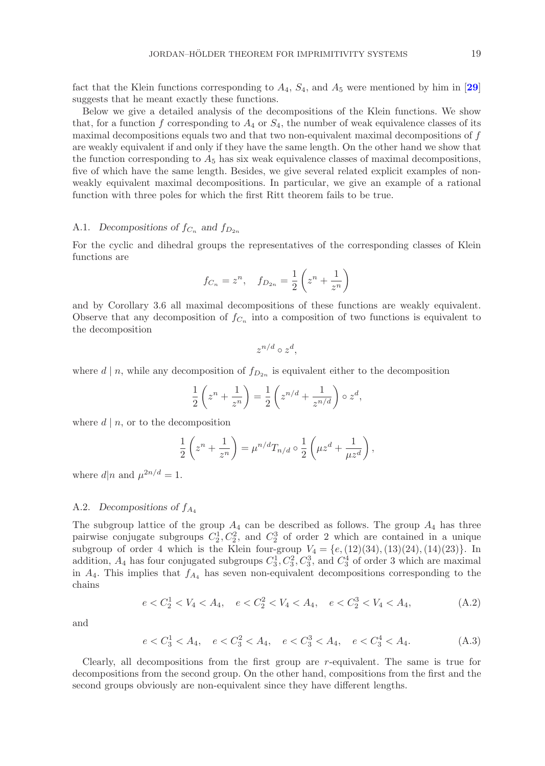fact that the Klein functions corresponding to $A_4$, $S_4$, and $A_5$ were mentioned by him in [29] suggests that he meant exactly these functions.

Below we give a detailed analysis of the decompositions of the Klein functions. We show that, for a function $f$ corresponding to $A_4$ or $S_4$, the number of weak equivalence classes of its maximal decompositions equals two and that two non-equivalent maximal decompositions of $f$ are weakly equivalent if and only if they have the same length. On the other hand we show that the function corresponding to $A_5$ has six weak equivalence classes of maximal decompositions, five of which have the same length. Besides, we give several related explicit examples of non-weakly equivalent maximal decompositions. In particular, we give an example of a rational function with three poles for which the first Ritt theorem fails to be true.

### A.1. *Decompositions of $f_{C_n}$ and $f_{D_{2n}}$*

For the cyclic and dihedral groups the representatives of the corresponding classes of Klein functions are

$$f_{C_n} = z^n, \quad f_{D_{2n}} = \frac{1}{2}\left(z^n + \frac{1}{z^n}\right)$$

and by Corollary 3.6 all maximal decompositions of these functions are weakly equivalent. Observe that any decomposition of $f_{C_n}$ into a composition of two functions is equivalent to the decomposition

$$z^{n/d} \circ z^d,$$

where $d \mid n$, while any decomposition of $f_{D_{2n}}$ is equivalent either to the decomposition

$$\frac{1}{2}\left(z^n + \frac{1}{z^n}\right) = \frac{1}{2}\left(z^{n/d} + \frac{1}{z^{n/d}}\right) \circ z^d,$$

where $d \mid n$, or to the decomposition

$$\frac{1}{2}\left(z^n + \frac{1}{z^n}\right) = \mu^{n/d} T_{n/d} \circ \frac{1}{2}\left(\mu z^d + \frac{1}{\mu z^d}\right),$$

where $d|n$ and $\mu^{2n/d} = 1$.

### A.2. *Decompositions of $f_{A_4}$*

The subgroup lattice of the group $A_4$ can be described as follows. The group $A_4$ has three pairwise conjugate subgroups $C_2^1, C_2^2$, and $C_2^3$ of order 2 which are contained in a unique subgroup of order 4 which is the Klein four-group $V_4 = \{e, (12)(34), (13)(24), (14)(23)\}$. In addition, $A_4$ has four conjugated subgroups $C_3^1, C_3^2, C_3^3$, and $C_3^4$ of order 3 which are maximal in $A_4$. This implies that $f_{A_4}$ has seven non-equivalent decompositions corresponding to the chains

$$e < C_2^1 < V_4 < A_4, \quad e < C_2^2 < V_4 < A_4, \quad e < C_2^3 < V_4 < A_4, \tag{A.2}$$

and

$$e < C_3^1 < A_4, \quad e < C_3^2 < A_4, \quad e < C_3^3 < A_4, \quad e < C_3^4 < A_4. \tag{A.3}$$

Clearly, all decompositions from the first group are $r$-equivalent. The same is true for decompositions from the second group. On the other hand, compositions from the first and the second groups obviously are non-equivalent since they have different lengths.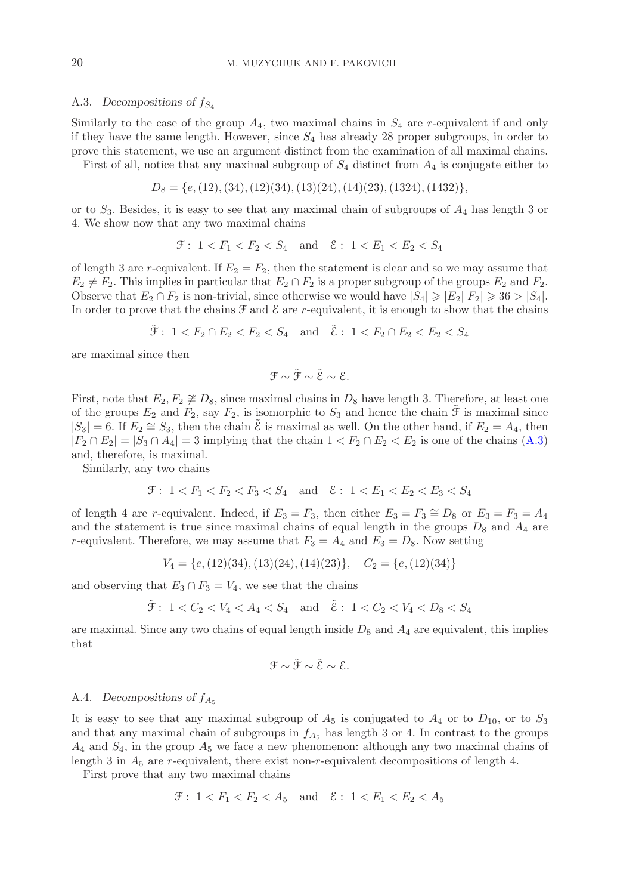### A.3. *Decompositions of* $f_{S_4}$

Similarly to the case of the group $A_4$, two maximal chains in $S_4$ are $r$-equivalent if and only if they have the same length. However, since $S_4$ has already 28 proper subgroups, in order to prove this statement, we use an argument distinct from the examination of all maximal chains.

First of all, notice that any maximal subgroup of $S_4$ distinct from $A_4$ is conjugate either to

$$D_8 = \{e, (12), (34), (12)(34), (13)(24), (14)(23), (1324), (1432)\},$$

or to $S_3$. Besides, it is easy to see that any maximal chain of subgroups of $A_4$ has length 3 or 4. We show now that any two maximal chains

$$\mathcal{F}: \; 1 < F_1 < F_2 < S_4 \quad \text{and} \quad \mathcal{E}: \; 1 < E_1 < E_2 < S_4$$

of length 3 are $r$-equivalent. If $E_2 = F_2$, then the statement is clear and so we may assume that $E_2 \neq F_2$. This implies in particular that $E_2 \cap F_2$ is a proper subgroup of the groups $E_2$ and $F_2$. Observe that $E_2 \cap F_2$ is non-trivial, since otherwise we would have $|S_4| \geqslant |E_2||F_2| \geqslant 36 > |S_4|$. In order to prove that the chains $\mathcal{F}$ and $\mathcal{E}$ are $r$-equivalent, it is enough to show that the chains

$$\tilde{\mathcal{F}}: \; 1 < F_2 \cap E_2 < F_2 < S_4 \quad \text{and} \quad \tilde{\mathcal{E}}: \; 1 < F_2 \cap E_2 < E_2 < S_4$$

are maximal since then

$$\mathcal{F} \sim \tilde{\mathcal{F}} \sim \tilde{\mathcal{E}} \sim \mathcal{E}.$$

First, note that $E_2, F_2 \not\cong D_8$, since maximal chains in $D_8$ have length 3. Therefore, at least one of the groups $E_2$ and $F_2$, say $F_2$, is isomorphic to $S_3$ and hence the chain $\tilde{\mathcal{F}}$ is maximal since $|S_3| = 6$. If $E_2 \cong S_3$, then the chain $\tilde{\mathcal{E}}$ is maximal as well. On the other hand, if $E_2 = A_4$, then $|F_2 \cap E_2| = |S_3 \cap A_4| = 3$ implying that the chain $1 < F_2 \cap E_2 < E_2$ is one of the chains (A.3) and, therefore, is maximal.

Similarly, any two chains

$$\mathcal{F}: \; 1 < F_1 < F_2 < F_3 < S_4 \quad \text{and} \quad \mathcal{E}: \; 1 < E_1 < E_2 < E_3 < S_4$$

of length 4 are $r$-equivalent. Indeed, if $E_3 = F_3$, then either $E_3 = F_3 \cong D_8$ or $E_3 = F_3 = A_4$ and the statement is true since maximal chains of equal length in the groups $D_8$ and $A_4$ are $r$-equivalent. Therefore, we may assume that $F_3 = A_4$ and $E_3 = D_8$. Now setting

$$V_4 = \{e, (12)(34), (13)(24), (14)(23)\}, \quad C_2 = \{e, (12)(34)\}$$

and observing that $E_3 \cap F_3 = V_4$, we see that the chains

$$\tilde{\mathcal{F}}: \; 1 < C_2 < V_4 < A_4 < S_4 \quad \text{and} \quad \tilde{\mathcal{E}}: \; 1 < C_2 < V_4 < D_8 < S_4$$

are maximal. Since any two chains of equal length inside $D_8$ and $A_4$ are equivalent, this implies that

$$\mathcal{F} \sim \tilde{\mathcal{F}} \sim \tilde{\mathcal{E}} \sim \mathcal{E}.$$

### A.4. *Decompositions of* $f_{A_5}$

It is easy to see that any maximal subgroup of $A_5$ is conjugated to $A_4$ or to $D_{10}$, or to $S_3$ and that any maximal chain of subgroups in $f_{A_5}$ has length 3 or 4. In contrast to the groups $A_4$ and $S_4$, in the group $A_5$ we face a new phenomenon: although any two maximal chains of length 3 in $A_5$ are $r$-equivalent, there exist non-$r$-equivalent decompositions of length 4.

First prove that any two maximal chains

$$\mathcal{F}: \; 1 < F_1 < F_2 < A_5 \quad \text{and} \quad \mathcal{E}: \; 1 < E_1 < E_2 < A_5$$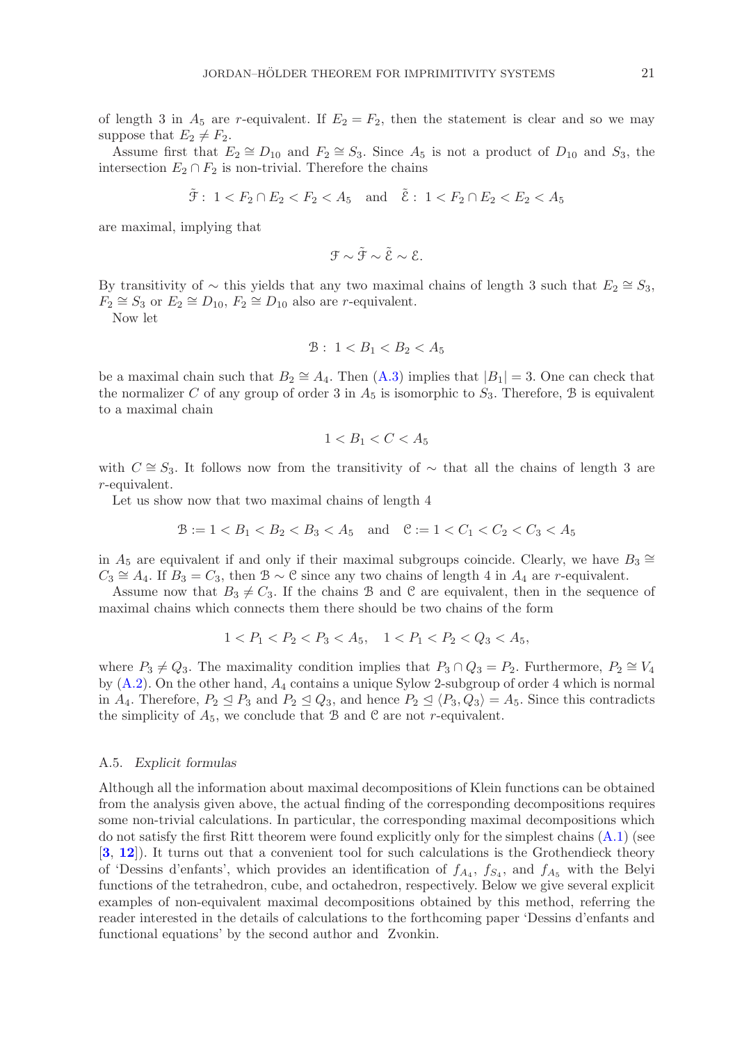of length 3 in $A_5$ are $r$-equivalent. If $E_2 = F_2$, then the statement is clear and so we may suppose that $E_2 \neq F_2$.

Assume first that $E_2 \cong D_{10}$ and $F_2 \cong S_3$. Since $A_5$ is not a product of $D_{10}$ and $S_3$, the intersection $E_2 \cap F_2$ is non-trivial. Therefore the chains

$$\tilde{\mathcal{F}}:\ 1 < F_2 \cap E_2 < F_2 < A_5 \quad \text{and} \quad \tilde{\mathcal{E}}:\ 1 < F_2 \cap E_2 < E_2 < A_5$$

are maximal, implying that

$$\mathcal{F} \sim \tilde{\mathcal{F}} \sim \tilde{\mathcal{E}} \sim \mathcal{E}.$$

By transitivity of $\sim$ this yields that any two maximal chains of length 3 such that $E_2 \cong S_3$, $F_2 \cong S_3$ or $E_2 \cong D_{10}$, $F_2 \cong D_{10}$ also are $r$-equivalent.

Now let

$$\mathcal{B}:\ 1 < B_1 < B_2 < A_5$$

be a maximal chain such that $B_2 \cong A_4$. Then (A.3) implies that $|B_1| = 3$. One can check that the normalizer $C$ of any group of order 3 in $A_5$ is isomorphic to $S_3$. Therefore, $\mathcal{B}$ is equivalent to a maximal chain

$$1 < B_1 < C < A_5$$

with $C \cong S_3$. It follows now from the transitivity of $\sim$ that all the chains of length 3 are $r$-equivalent.

Let us show now that two maximal chains of length 4

$$\mathcal{B} := 1 < B_1 < B_2 < B_3 < A_5 \quad \text{and} \quad \mathcal{C} := 1 < C_1 < C_2 < C_3 < A_5$$

in $A_5$ are equivalent if and only if their maximal subgroups coincide. Clearly, we have $B_3 \cong C_3 \cong A_4$. If $B_3 = C_3$, then $\mathcal{B} \sim \mathcal{C}$ since any two chains of length 4 in $A_4$ are $r$-equivalent.

Assume now that $B_3 \neq C_3$. If the chains $\mathcal{B}$ and $\mathcal{C}$ are equivalent, then in the sequence of maximal chains which connects them there should be two chains of the form

$$1 < P_1 < P_2 < P_3 < A_5, \quad 1 < P_1 < P_2 < Q_3 < A_5,$$

where $P_3 \neq Q_3$. The maximality condition implies that $P_3 \cap Q_3 = P_2$. Furthermore, $P_2 \cong V_4$ by (A.2). On the other hand, $A_4$ contains a unique Sylow 2-subgroup of order 4 which is normal in $A_4$. Therefore, $P_2 \trianglelefteq P_3$ and $P_2 \trianglelefteq Q_3$, and hence $P_2 \trianglelefteq \langle P_3, Q_3 \rangle = A_5$. Since this contradicts the simplicity of $A_5$, we conclude that $\mathcal{B}$ and $\mathcal{C}$ are not $r$-equivalent.

### A.5. *Explicit formulas*

Although all the information about maximal decompositions of Klein functions can be obtained from the analysis given above, the actual finding of the corresponding decompositions requires some non-trivial calculations. In particular, the corresponding maximal decompositions which do not satisfy the first Ritt theorem were found explicitly only for the simplest chains (A.1) (see [**3**, **12**]). It turns out that a convenient tool for such calculations is the Grothendieck theory of 'Dessins d'enfants', which provides an identification of $f_{A_4}$, $f_{S_4}$, and $f_{A_5}$ with the Belyi functions of the tetrahedron, cube, and octahedron, respectively. Below we give several explicit examples of non-equivalent maximal decompositions obtained by this method, referring the reader interested in the details of calculations to the forthcoming paper 'Dessins d'enfants and functional equations' by the second author and Zvonkin.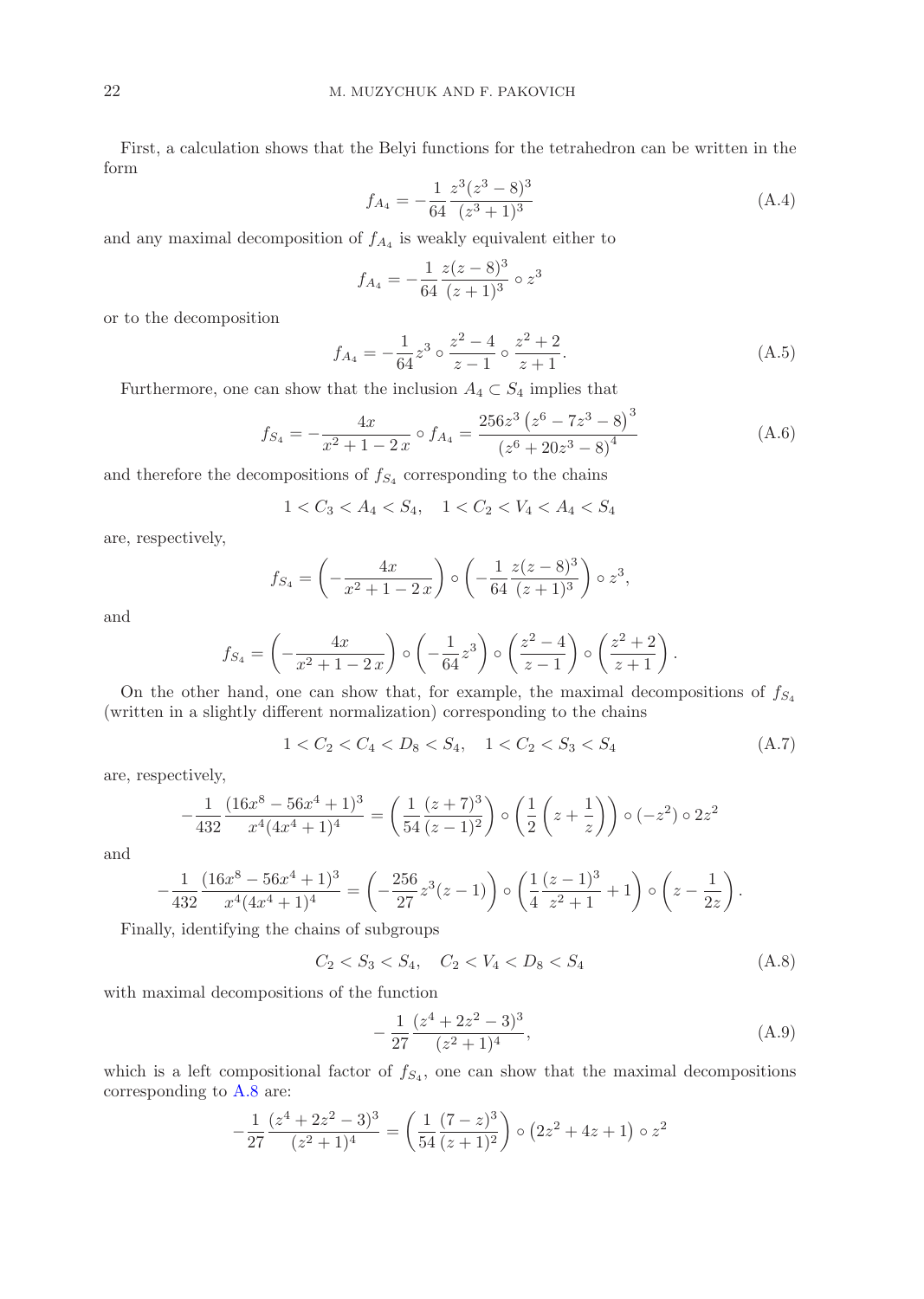First, a calculation shows that the Belyi functions for the tetrahedron can be written in the form

$$f_{A_4} = -\frac{1}{64}\frac{z^3(z^3-8)^3}{(z^3+1)^3} \tag{A.4}$$

and any maximal decomposition of $f_{A_4}$ is weakly equivalent either to

$$f_{A_4} = -\frac{1}{64}\frac{z(z-8)^3}{(z+1)^3} \circ z^3$$

or to the decomposition

$$f_{A_4} = -\frac{1}{64}z^3 \circ \frac{z^2-4}{z-1} \circ \frac{z^2+2}{z+1}. \tag{A.5}$$

Furthermore, one can show that the inclusion $A_4 \subset S_4$ implies that

$$f_{S_4} = -\frac{4x}{x^2+1-2\,x} \circ f_{A_4} = \frac{256z^3\left(z^6-7z^3-8\right)^3}{\left(z^6+20z^3-8\right)^4} \tag{A.6}$$

and therefore the decompositions of $f_{S_4}$ corresponding to the chains

$$1 < C_3 < A_4 < S_4, \quad 1 < C_2 < V_4 < A_4 < S_4$$

are, respectively,

$$f_{S_4} = \left(-\frac{4x}{x^2+1-2\,x}\right) \circ \left(-\frac{1}{64}\frac{z(z-8)^3}{(z+1)^3}\right) \circ z^3,$$

and

$$f_{S_4} = \left(-\frac{4x}{x^2+1-2\,x}\right) \circ \left(-\frac{1}{64}z^3\right) \circ \left(\frac{z^2-4}{z-1}\right) \circ \left(\frac{z^2+2}{z+1}\right).$$

On the other hand, one can show that, for example, the maximal decompositions of $f_{S_4}$ (written in a slightly different normalization) corresponding to the chains

$$1 < C_2 < C_4 < D_8 < S_4, \quad 1 < C_2 < S_3 < S_4 \tag{A.7}$$

are, respectively,

$$-\frac{1}{432}\frac{(16x^8-56x^4+1)^3}{x^4(4x^4+1)^4} = \left(\frac{1}{54}\frac{(z+7)^3}{(z-1)^2}\right) \circ \left(\frac{1}{2}\left(z+\frac{1}{z}\right)\right) \circ (-z^2) \circ 2z^2$$

and

$$-\frac{1}{432}\frac{(16x^8-56x^4+1)^3}{x^4(4x^4+1)^4} = \left(-\frac{256}{27}z^3(z-1)\right) \circ \left(\frac{1}{4}\frac{(z-1)^3}{z^2+1}+1\right) \circ \left(z-\frac{1}{2z}\right).$$

Finally, identifying the chains of subgroups

$$C_2 < S_3 < S_4, \quad C_2 < V_4 < D_8 < S_4 \tag{A.8}$$

with maximal decompositions of the function

$$-\frac{1}{27}\frac{(z^4+2z^2-3)^3}{(z^2+1)^4}, \tag{A.9}$$

which is a left compositional factor of $f_{S_4}$, one can show that the maximal decompositions corresponding to A.8 are:

$$-\frac{1}{27}\frac{(z^4+2z^2-3)^3}{(z^2+1)^4} = \left(\frac{1}{54}\frac{(7-z)^3}{(z+1)^2}\right) \circ \left(2z^2+4z+1\right) \circ z^2$$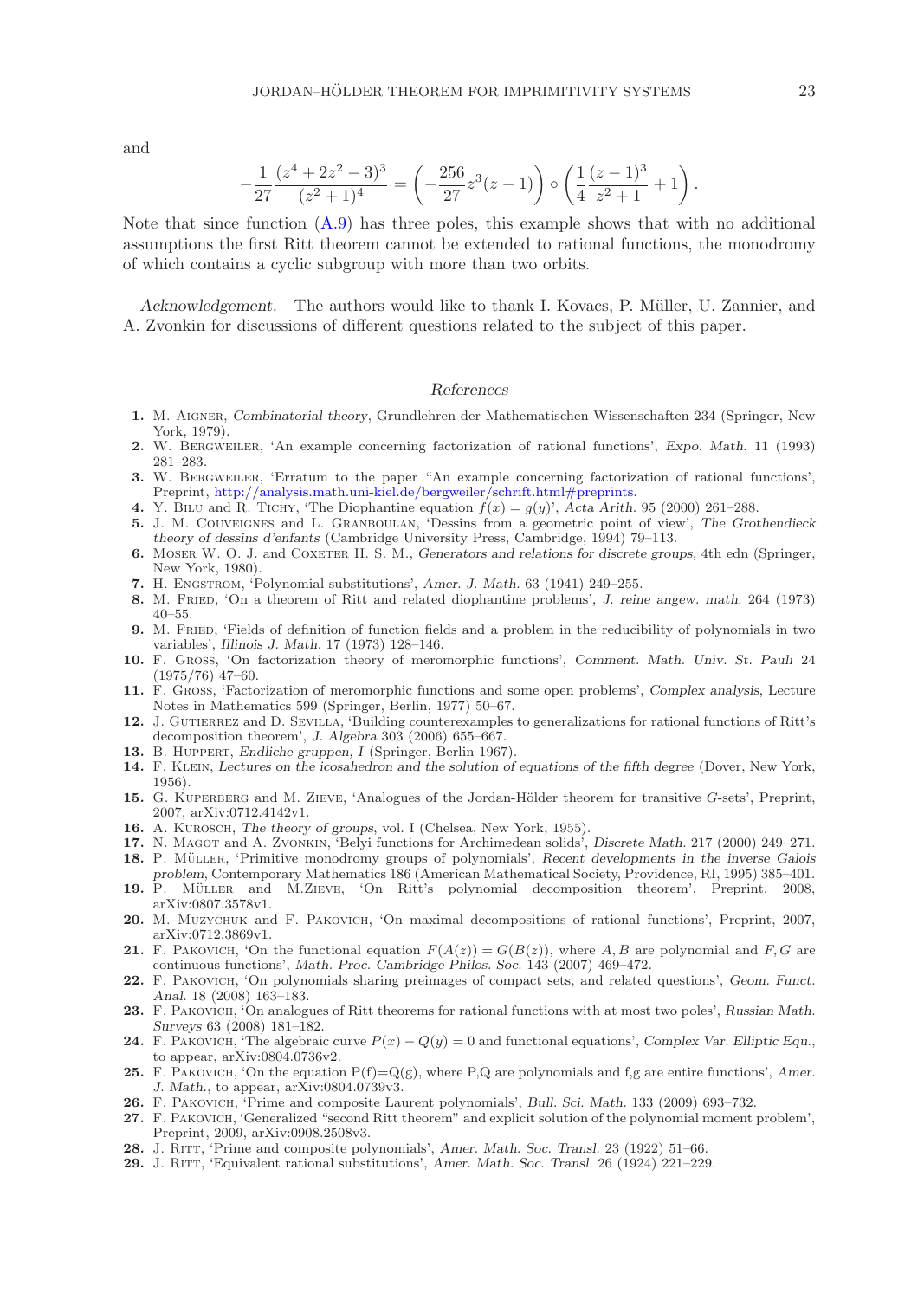and

$$-\frac{1}{27}\frac{(z^4+2z^2-3)^3}{(z^2+1)^4} = \left(-\frac{256}{27}z^3(z-1)\right) \circ \left(\frac{1}{4}\frac{(z-1)^3}{z^2+1}+1\right).$$

Note that since function (A.9) has three poles, this example shows that with no additional assumptions the first Ritt theorem cannot be extended to rational functions, the monodromy of which contains a cyclic subgroup with more than two orbits.

*Acknowledgement.* The authors would like to thank I. Kovacs, P. Müller, U. Zannier, and A. Zvonkin for discussions of different questions related to the subject of this paper.

## References

1. M. Aigner, *Combinatorial theory*, Grundlehren der Mathematischen Wissenschaften 234 (Springer, New York, 1979).
2. W. Bergweiler, 'An example concerning factorization of rational functions', *Expo. Math.* 11 (1993) 281–283.
3. W. Bergweiler, 'Erratum to the paper "An example concerning factorization of rational functions', Preprint, http://analysis.math.uni-kiel.de/bergweiler/schrift.html#preprints.
4. Y. Bilu and R. Tichy, 'The Diophantine equation $f(x) = g(y)$', *Acta Arith.* 95 (2000) 261–288.
5. J. M. Couveignes and L. Granboulan, 'Dessins from a geometric point of view', *The Grothendieck theory of dessins d'enfants* (Cambridge University Press, Cambridge, 1994) 79–113.
6. Moser W. O. J. and Coxeter H. S. M., *Generators and relations for discrete groups*, 4th edn (Springer, New York, 1980).
7. H. Engstrom, 'Polynomial substitutions', *Amer. J. Math.* 63 (1941) 249–255.
8. M. Fried, 'On a theorem of Ritt and related diophantine problems', *J. reine angew. math.* 264 (1973) 40–55.
9. M. Fried, 'Fields of definition of function fields and a problem in the reducibility of polynomials in two variables', *Illinois J. Math.* 17 (1973) 128–146.
10. F. Gross, 'On factorization theory of meromorphic functions', *Comment. Math. Univ. St. Pauli* 24 (1975/76) 47–60.
11. F. Gross, 'Factorization of meromorphic functions and some open problems', *Complex analysis*, Lecture Notes in Mathematics 599 (Springer, Berlin, 1977) 50–67.
12. J. Gutierrez and D. Sevilla, 'Building counterexamples to generalizations for rational functions of Ritt's decomposition theorem', *J. Algebra* 303 (2006) 655–667.
13. B. Huppert, *Endliche gruppen, I* (Springer, Berlin 1967).
14. F. Klein, *Lectures on the icosahedron and the solution of equations of the fifth degree* (Dover, New York, 1956).
15. G. Kuperberg and M. Zieve, 'Analogues of the Jordan-Hölder theorem for transitive $G$-sets', Preprint, 2007, arXiv:0712.4142v1.
16. A. Kurosch, *The theory of groups*, vol. I (Chelsea, New York, 1955).
17. N. Magot and A. Zvonkin, 'Belyi functions for Archimedean solids', *Discrete Math.* 217 (2000) 249–271.
18. P. Müller, 'Primitive monodromy groups of polynomials', *Recent developments in the inverse Galois problem*, Contemporary Mathematics 186 (American Mathematical Society, Providence, RI, 1995) 385–401.
19. P. Müller and M.Zieve, 'On Ritt's polynomial decomposition theorem', Preprint, 2008, arXiv:0807.3578v1.
20. M. Muzychuk and F. Pakovich, 'On maximal decompositions of rational functions', Preprint, 2007, arXiv:0712.3869v1.
21. F. Pakovich, 'On the functional equation $F(A(z)) = G(B(z))$, where $A, B$ are polynomial and $F, G$ are continuous functions', *Math. Proc. Cambridge Philos. Soc.* 143 (2007) 469–472.
22. F. Pakovich, 'On polynomials sharing preimages of compact sets, and related questions', *Geom. Funct. Anal.* 18 (2008) 163–183.
23. F. Pakovich, 'On analogues of Ritt theorems for rational functions with at most two poles', *Russian Math. Surveys* 63 (2008) 181–182.
24. F. Pakovich, 'The algebraic curve $P(x) - Q(y) = 0$ and functional equations', *Complex Var. Elliptic Equ.*, to appear, arXiv:0804.0736v2.
25. F. Pakovich, 'On the equation P(f)=Q(g), where P,Q are polynomials and f,g are entire functions', *Amer. J. Math.*, to appear, arXiv:0804.0739v3.
26. F. Pakovich, 'Prime and composite Laurent polynomials', *Bull. Sci. Math.* 133 (2009) 693–732.
27. F. Pakovich, 'Generalized "second Ritt theorem" and explicit solution of the polynomial moment problem', Preprint, 2009, arXiv:0908.2508v3.
28. J. Ritt, 'Prime and composite polynomials', *Amer. Math. Soc. Transl.* 23 (1922) 51–66.
29. J. Ritt, 'Equivalent rational substitutions', *Amer. Math. Soc. Transl.* 26 (1924) 221–229.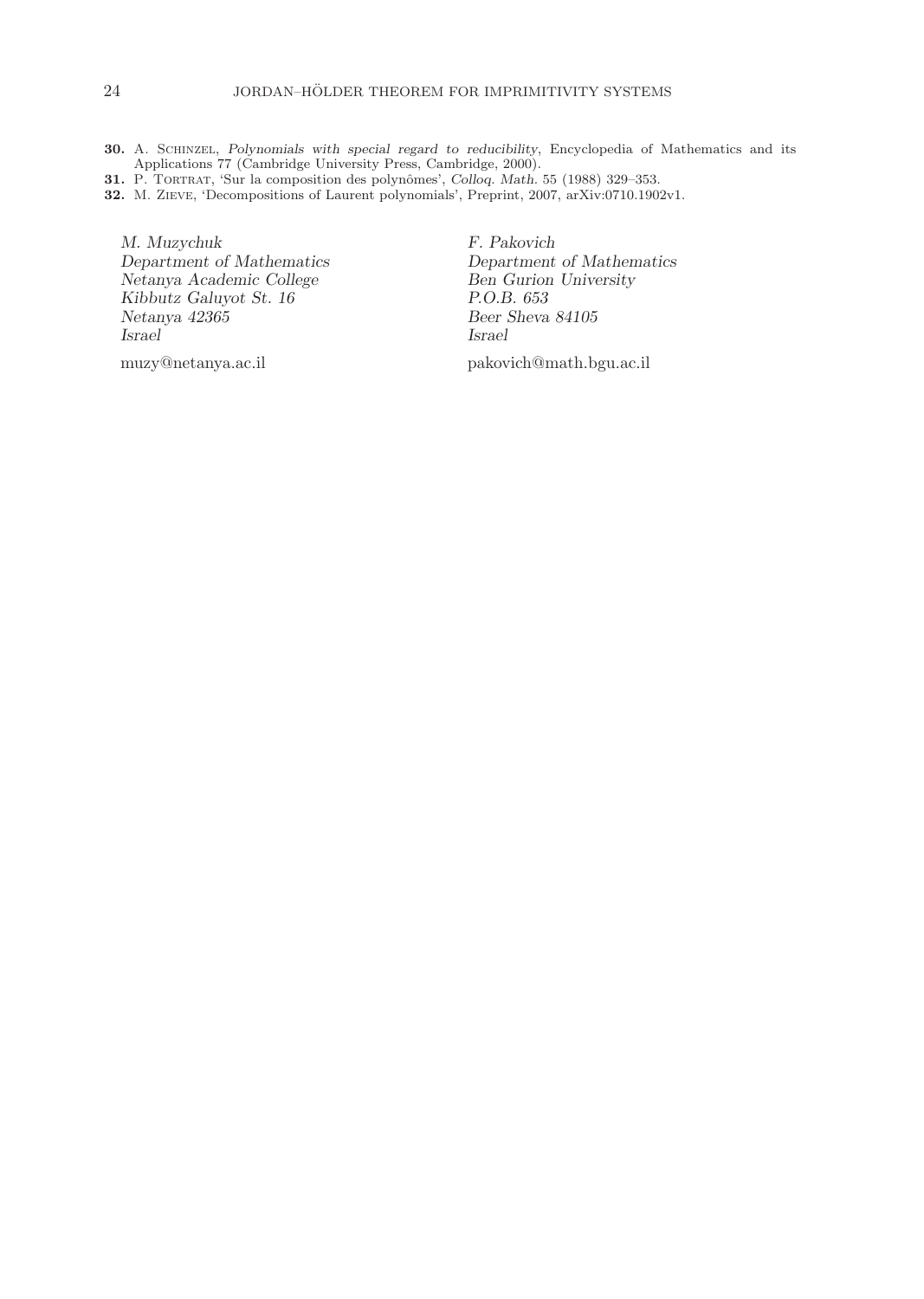**30.** A. Schinzel, *Polynomials with special regard to reducibility*, Encyclopedia of Mathematics and its Applications 77 (Cambridge University Press, Cambridge, 2000).

**31.** P. Tortrat, 'Sur la composition des polynômes', *Colloq. Math.* 55 (1988) 329–353.

**32.** M. Zieve, 'Decompositions of Laurent polynomials', Preprint, 2007, arXiv:0710.1902v1.

*M. Muzychuk*
*Department of Mathematics*
*Netanya Academic College*
*Kibbutz Galuyot St. 16*
*Netanya 42365*
*Israel*

muzy@netanya.ac.il

*F. Pakovich*
*Department of Mathematics*
*Ben Gurion University*
*P.O.B. 653*
*Beer Sheva 84105*
*Israel*

pakovich@math.bgu.ac.il